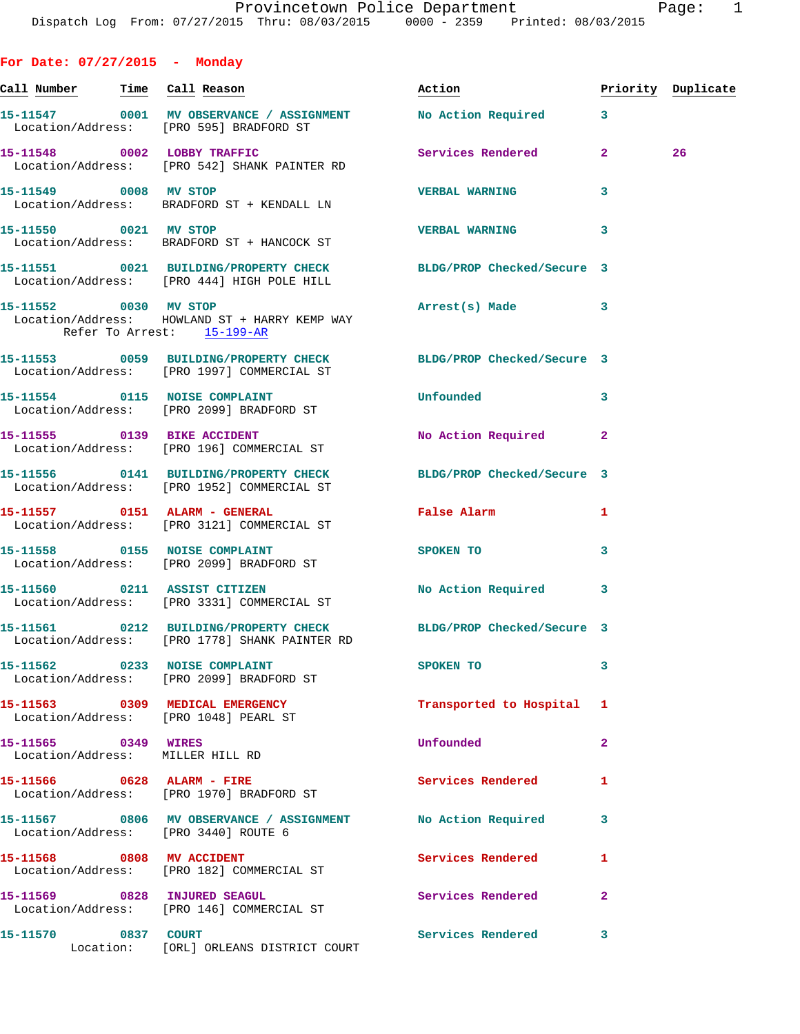Provincetown Police Department
Dispatch Log From: 07/27/2015 Thru: 08/03/2015 0000 - 2359 Printed: 08/03/2015

## For Date: 07/27/2015 - Monday

| Call Number | Time | Call Reason | Action | Priority | Duplicate |
|---|---|---|---|---|---|
| 15-11547 | 0001 | MV OBSERVANCE / ASSIGNMENT | No Action Required | 3 | |
| Location/Address: | | [PRO 595] BRADFORD ST | | | |
| 15-11548 | 0002 | LOBBY TRAFFIC | Services Rendered | 2 | 26 |
| Location/Address: | | [PRO 542] SHANK PAINTER RD | | | |
| 15-11549 | 0008 | MV STOP | VERBAL WARNING | 3 | |
| Location/Address: | | BRADFORD ST + KENDALL LN | | | |
| 15-11550 | 0021 | MV STOP | VERBAL WARNING | 3 | |
| Location/Address: | | BRADFORD ST + HANCOCK ST | | | |
| 15-11551 | 0021 | BUILDING/PROPERTY CHECK | BLDG/PROP Checked/Secure | 3 | |
| Location/Address: | | [PRO 444] HIGH POLE HILL | | | |
| 15-11552 | 0030 | MV STOP | Arrest(s) Made | 3 | |
| Location/Address: | | HOWLAND ST + HARRY KEMP WAY | | | |
| Refer To Arrest: | | 15-199-AR | | | |
| 15-11553 | 0059 | BUILDING/PROPERTY CHECK | BLDG/PROP Checked/Secure | 3 | |
| Location/Address: | | [PRO 1997] COMMERCIAL ST | | | |
| 15-11554 | 0115 | NOISE COMPLAINT | Unfounded | 3 | |
| Location/Address: | | [PRO 2099] BRADFORD ST | | | |
| 15-11555 | 0139 | BIKE ACCIDENT | No Action Required | 2 | |
| Location/Address: | | [PRO 196] COMMERCIAL ST | | | |
| 15-11556 | 0141 | BUILDING/PROPERTY CHECK | BLDG/PROP Checked/Secure | 3 | |
| Location/Address: | | [PRO 1952] COMMERCIAL ST | | | |
| 15-11557 | 0151 | ALARM - GENERAL | False Alarm | 1 | |
| Location/Address: | | [PRO 3121] COMMERCIAL ST | | | |
| 15-11558 | 0155 | NOISE COMPLAINT | SPOKEN TO | 3 | |
| Location/Address: | | [PRO 2099] BRADFORD ST | | | |
| 15-11560 | 0211 | ASSIST CITIZEN | No Action Required | 3 | |
| Location/Address: | | [PRO 3331] COMMERCIAL ST | | | |
| 15-11561 | 0212 | BUILDING/PROPERTY CHECK | BLDG/PROP Checked/Secure | 3 | |
| Location/Address: | | [PRO 1778] SHANK PAINTER RD | | | |
| 15-11562 | 0233 | NOISE COMPLAINT | SPOKEN TO | 3 | |
| Location/Address: | | [PRO 2099] BRADFORD ST | | | |
| 15-11563 | 0309 | MEDICAL EMERGENCY | Transported to Hospital | 1 | |
| Location/Address: | | [PRO 1048] PEARL ST | | | |
| 15-11565 | 0349 | WIRES | Unfounded | 2 | |
| Location/Address: | | MILLER HILL RD | | | |
| 15-11566 | 0628 | ALARM - FIRE | Services Rendered | 1 | |
| Location/Address: | | [PRO 1970] BRADFORD ST | | | |
| 15-11567 | 0806 | MV OBSERVANCE / ASSIGNMENT | No Action Required | 3 | |
| Location/Address: | | [PRO 3440] ROUTE 6 | | | |
| 15-11568 | 0808 | MV ACCIDENT | Services Rendered | 1 | |
| Location/Address: | | [PRO 182] COMMERCIAL ST | | | |
| 15-11569 | 0828 | INJURED SEAGUL | Services Rendered | 2 | |
| Location/Address: | | [PRO 146] COMMERCIAL ST | | | |
| 15-11570 | 0837 | COURT | Services Rendered | 3 | |
| Location: | | [ORL] ORLEANS DISTRICT COURT | | | |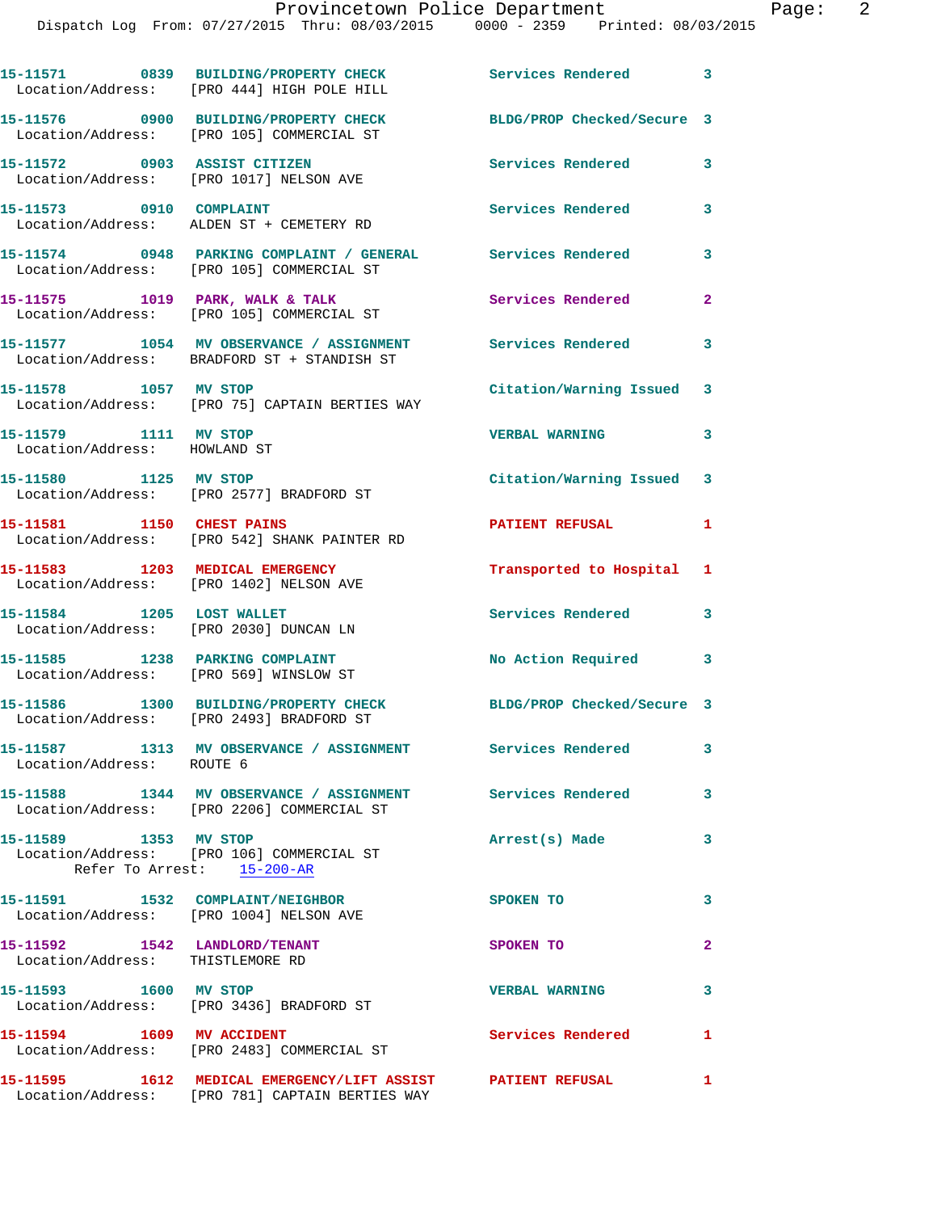| Call # | Time | Call Type | Disposition | Priority |
|---|---|---|---|---|
| 15-11571 | 0839 | BUILDING/PROPERTY CHECK | Services Rendered | 3 |
| Location/Address: [PRO 444] HIGH POLE HILL | | | | |
| 15-11576 | 0900 | BUILDING/PROPERTY CHECK | BLDG/PROP Checked/Secure | 3 |
| Location/Address: [PRO 105] COMMERCIAL ST | | | | |
| 15-11572 | 0903 | ASSIST CITIZEN | Services Rendered | 3 |
| Location/Address: [PRO 1017] NELSON AVE | | | | |
| 15-11573 | 0910 | COMPLAINT | Services Rendered | 3 |
| Location/Address: ALDEN ST + CEMETERY RD | | | | |
| 15-11574 | 0948 | PARKING COMPLAINT / GENERAL | Services Rendered | 3 |
| Location/Address: [PRO 105] COMMERCIAL ST | | | | |
| 15-11575 | 1019 | PARK, WALK & TALK | Services Rendered | 2 |
| Location/Address: [PRO 105] COMMERCIAL ST | | | | |
| 15-11577 | 1054 | MV OBSERVANCE / ASSIGNMENT | Services Rendered | 3 |
| Location/Address: BRADFORD ST + STANDISH ST | | | | |
| 15-11578 | 1057 | MV STOP | Citation/Warning Issued | 3 |
| Location/Address: [PRO 75] CAPTAIN BERTIES WAY | | | | |
| 15-11579 | 1111 | MV STOP | VERBAL WARNING | 3 |
| Location/Address: HOWLAND ST | | | | |
| 15-11580 | 1125 | MV STOP | Citation/Warning Issued | 3 |
| Location/Address: [PRO 2577] BRADFORD ST | | | | |
| 15-11581 | 1150 | CHEST PAINS | PATIENT REFUSAL | 1 |
| Location/Address: [PRO 542] SHANK PAINTER RD | | | | |
| 15-11583 | 1203 | MEDICAL EMERGENCY | Transported to Hospital | 1 |
| Location/Address: [PRO 1402] NELSON AVE | | | | |
| 15-11584 | 1205 | LOST WALLET | Services Rendered | 3 |
| Location/Address: [PRO 2030] DUNCAN LN | | | | |
| 15-11585 | 1238 | PARKING COMPLAINT | No Action Required | 3 |
| Location/Address: [PRO 569] WINSLOW ST | | | | |
| 15-11586 | 1300 | BUILDING/PROPERTY CHECK | BLDG/PROP Checked/Secure | 3 |
| Location/Address: [PRO 2493] BRADFORD ST | | | | |
| 15-11587 | 1313 | MV OBSERVANCE / ASSIGNMENT | Services Rendered | 3 |
| Location/Address: ROUTE 6 | | | | |
| 15-11588 | 1344 | MV OBSERVANCE / ASSIGNMENT | Services Rendered | 3 |
| Location/Address: [PRO 2206] COMMERCIAL ST | | | | |
| 15-11589 | 1353 | MV STOP | Arrest(s) Made | 3 |
| Location/Address: [PRO 106] COMMERCIAL ST — Refer To Arrest: 15-200-AR | | | | |
| 15-11591 | 1532 | COMPLAINT/NEIGHBOR | SPOKEN TO | 3 |
| Location/Address: [PRO 1004] NELSON AVE | | | | |
| 15-11592 | 1542 | LANDLORD/TENANT | SPOKEN TO | 2 |
| Location/Address: THISTLEMORE RD | | | | |
| 15-11593 | 1600 | MV STOP | VERBAL WARNING | 3 |
| Location/Address: [PRO 3436] BRADFORD ST | | | | |
| 15-11594 | 1609 | MV ACCIDENT | Services Rendered | 1 |
| Location/Address: [PRO 2483] COMMERCIAL ST | | | | |
| 15-11595 | 1612 | MEDICAL EMERGENCY/LIFT ASSIST | PATIENT REFUSAL | 1 |
| Location/Address: [PRO 781] CAPTAIN BERTIES WAY | | | | |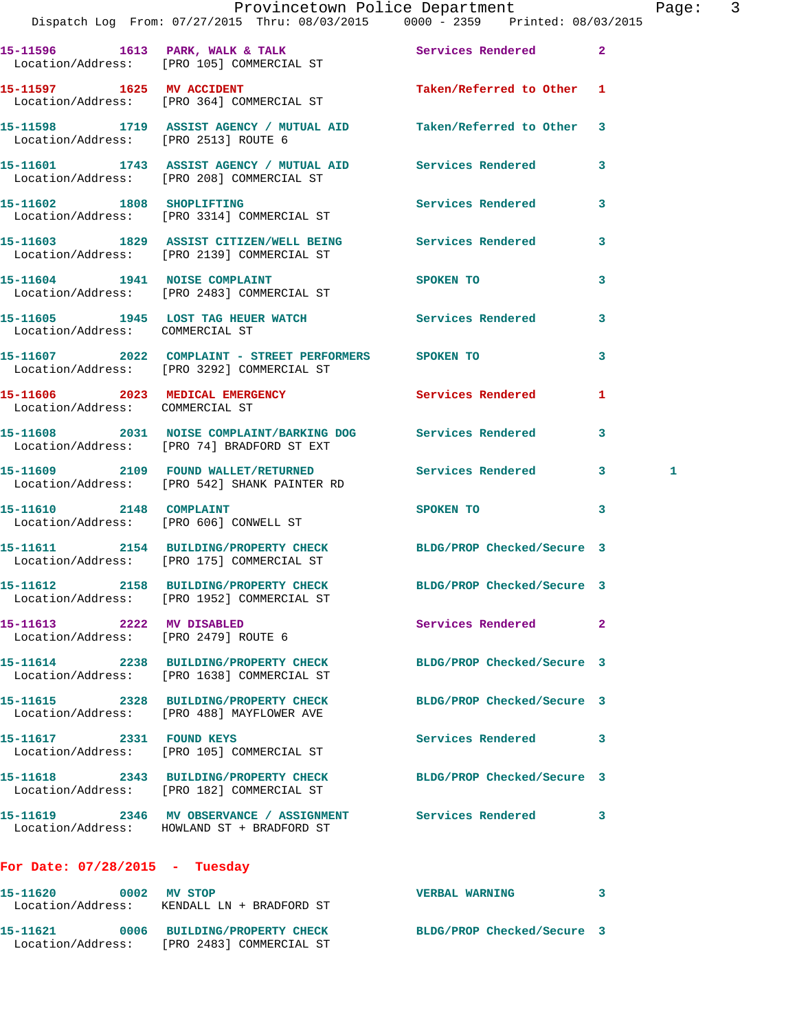15-11596 1613 PARK, WALK & TALK Services Rendered 2
Location/Address: [PRO 105] COMMERCIAL ST

15-11597 1625 MV ACCIDENT Taken/Referred to Other 1
Location/Address: [PRO 364] COMMERCIAL ST

15-11598 1719 ASSIST AGENCY / MUTUAL AID Taken/Referred to Other 3
Location/Address: [PRO 2513] ROUTE 6

15-11601 1743 ASSIST AGENCY / MUTUAL AID Services Rendered 3
Location/Address: [PRO 208] COMMERCIAL ST

15-11602 1808 SHOPLIFTING Services Rendered 3
Location/Address: [PRO 3314] COMMERCIAL ST

15-11603 1829 ASSIST CITIZEN/WELL BEING Services Rendered 3
Location/Address: [PRO 2139] COMMERCIAL ST

15-11604 1941 NOISE COMPLAINT SPOKEN TO 3
Location/Address: [PRO 2483] COMMERCIAL ST

15-11605 1945 LOST TAG HEUER WATCH Services Rendered 3
Location/Address: COMMERCIAL ST

15-11607 2022 COMPLAINT - STREET PERFORMERS SPOKEN TO 3
Location/Address: [PRO 3292] COMMERCIAL ST

15-11606 2023 MEDICAL EMERGENCY Services Rendered 1
Location/Address: COMMERCIAL ST

15-11608 2031 NOISE COMPLAINT/BARKING DOG Services Rendered 3
Location/Address: [PRO 74] BRADFORD ST EXT

15-11609 2109 FOUND WALLET/RETURNED Services Rendered 3 1
Location/Address: [PRO 542] SHANK PAINTER RD

15-11610 2148 COMPLAINT SPOKEN TO 3
Location/Address: [PRO 606] CONWELL ST

15-11611 2154 BUILDING/PROPERTY CHECK BLDG/PROP Checked/Secure 3
Location/Address: [PRO 175] COMMERCIAL ST

15-11612 2158 BUILDING/PROPERTY CHECK BLDG/PROP Checked/Secure 3
Location/Address: [PRO 1952] COMMERCIAL ST

15-11613 2222 MV DISABLED Services Rendered 2
Location/Address: [PRO 2479] ROUTE 6

15-11614 2238 BUILDING/PROPERTY CHECK BLDG/PROP Checked/Secure 3
Location/Address: [PRO 1638] COMMERCIAL ST

15-11615 2328 BUILDING/PROPERTY CHECK BLDG/PROP Checked/Secure 3
Location/Address: [PRO 488] MAYFLOWER AVE

15-11617 2331 FOUND KEYS Services Rendered 3
Location/Address: [PRO 105] COMMERCIAL ST

15-11618 2343 BUILDING/PROPERTY CHECK BLDG/PROP Checked/Secure 3
Location/Address: [PRO 182] COMMERCIAL ST

15-11619 2346 MV OBSERVANCE / ASSIGNMENT Services Rendered 3
Location/Address: HOWLAND ST + BRADFORD ST

## For Date: 07/28/2015 - Tuesday

15-11620 0002 MV STOP VERBAL WARNING 3
Location/Address: KENDALL LN + BRADFORD ST

15-11621 0006 BUILDING/PROPERTY CHECK BLDG/PROP Checked/Secure 3
Location/Address: [PRO 2483] COMMERCIAL ST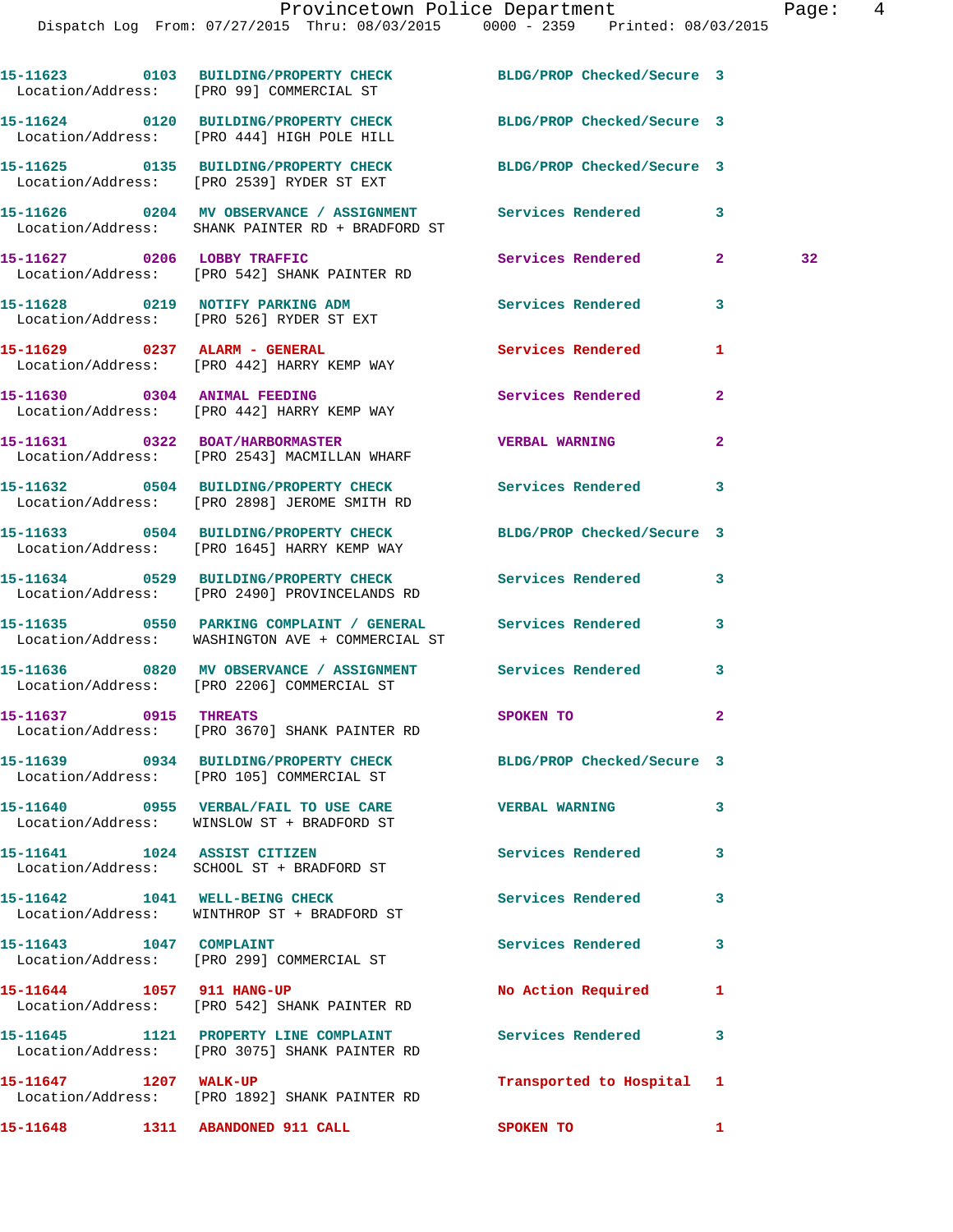15-11623 0103 BUILDING/PROPERTY CHECK BLDG/PROP Checked/Secure 3
Location/Address: [PRO 99] COMMERCIAL ST

15-11624 0120 BUILDING/PROPERTY CHECK BLDG/PROP Checked/Secure 3
Location/Address: [PRO 444] HIGH POLE HILL

15-11625 0135 BUILDING/PROPERTY CHECK BLDG/PROP Checked/Secure 3
Location/Address: [PRO 2539] RYDER ST EXT

15-11626 0204 MV OBSERVANCE / ASSIGNMENT Services Rendered 3
Location/Address: SHANK PAINTER RD + BRADFORD ST

15-11627 0206 LOBBY TRAFFIC Services Rendered 2 32
Location/Address: [PRO 542] SHANK PAINTER RD

15-11628 0219 NOTIFY PARKING ADM Services Rendered 3
Location/Address: [PRO 526] RYDER ST EXT

15-11629 0237 ALARM - GENERAL Services Rendered 1
Location/Address: [PRO 442] HARRY KEMP WAY

15-11630 0304 ANIMAL FEEDING Services Rendered 2
Location/Address: [PRO 442] HARRY KEMP WAY

15-11631 0322 BOAT/HARBORMASTER VERBAL WARNING 2
Location/Address: [PRO 2543] MACMILLAN WHARF

15-11632 0504 BUILDING/PROPERTY CHECK Services Rendered 3
Location/Address: [PRO 2898] JEROME SMITH RD

15-11633 0504 BUILDING/PROPERTY CHECK BLDG/PROP Checked/Secure 3
Location/Address: [PRO 1645] HARRY KEMP WAY

15-11634 0529 BUILDING/PROPERTY CHECK Services Rendered 3
Location/Address: [PRO 2490] PROVINCELANDS RD

15-11635 0550 PARKING COMPLAINT / GENERAL Services Rendered 3
Location/Address: WASHINGTON AVE + COMMERCIAL ST

15-11636 0820 MV OBSERVANCE / ASSIGNMENT Services Rendered 3
Location/Address: [PRO 2206] COMMERCIAL ST

15-11637 0915 THREATS SPOKEN TO 2
Location/Address: [PRO 3670] SHANK PAINTER RD

15-11639 0934 BUILDING/PROPERTY CHECK BLDG/PROP Checked/Secure 3
Location/Address: [PRO 105] COMMERCIAL ST

15-11640 0955 VERBAL/FAIL TO USE CARE VERBAL WARNING 3
Location/Address: WINSLOW ST + BRADFORD ST

15-11641 1024 ASSIST CITIZEN Services Rendered 3
Location/Address: SCHOOL ST + BRADFORD ST

15-11642 1041 WELL-BEING CHECK Services Rendered 3
Location/Address: WINTHROP ST + BRADFORD ST

15-11643 1047 COMPLAINT Services Rendered 3
Location/Address: [PRO 299] COMMERCIAL ST

15-11644 1057 911 HANG-UP No Action Required 1
Location/Address: [PRO 542] SHANK PAINTER RD

15-11645 1121 PROPERTY LINE COMPLAINT Services Rendered 3
Location/Address: [PRO 3075] SHANK PAINTER RD

15-11647 1207 WALK-UP Transported to Hospital 1
Location/Address: [PRO 1892] SHANK PAINTER RD

15-11648 1311 ABANDONED 911 CALL SPOKEN TO 1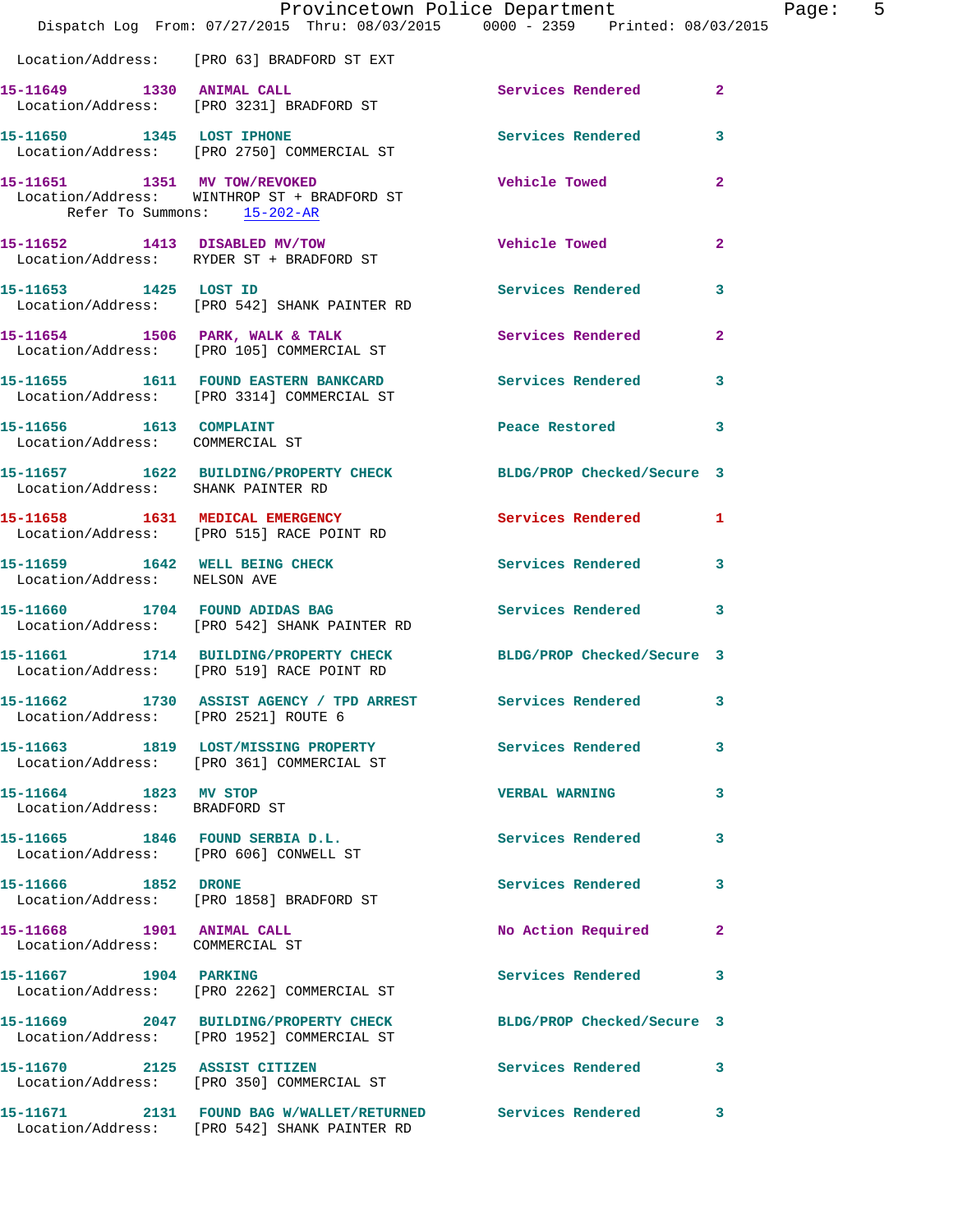Location/Address: [PRO 63] BRADFORD ST EXT

**15-11649 1330 ANIMAL CALL** Services Rendered 2
Location/Address: [PRO 3231] BRADFORD ST

**15-11650 1345 LOST IPHONE** Services Rendered 3
Location/Address: [PRO 2750] COMMERCIAL ST

**15-11651 1351 MV TOW/REVOKED** Vehicle Towed 2
Location/Address: WINTHROP ST + BRADFORD ST
Refer To Summons: 15-202-AR

**15-11652 1413 DISABLED MV/TOW** Vehicle Towed 2
Location/Address: RYDER ST + BRADFORD ST

**15-11653 1425 LOST ID** Services Rendered 3
Location/Address: [PRO 542] SHANK PAINTER RD

**15-11654 1506 PARK, WALK & TALK** Services Rendered 2
Location/Address: [PRO 105] COMMERCIAL ST

**15-11655 1611 FOUND EASTERN BANKCARD** Services Rendered 3
Location/Address: [PRO 3314] COMMERCIAL ST

**15-11656 1613 COMPLAINT** Peace Restored 3
Location/Address: COMMERCIAL ST

**15-11657 1622 BUILDING/PROPERTY CHECK** BLDG/PROP Checked/Secure 3
Location/Address: SHANK PAINTER RD

**15-11658 1631 MEDICAL EMERGENCY** Services Rendered 1
Location/Address: [PRO 515] RACE POINT RD

**15-11659 1642 WELL BEING CHECK** Services Rendered 3
Location/Address: NELSON AVE

**15-11660 1704 FOUND ADIDAS BAG** Services Rendered 3
Location/Address: [PRO 542] SHANK PAINTER RD

**15-11661 1714 BUILDING/PROPERTY CHECK** BLDG/PROP Checked/Secure 3
Location/Address: [PRO 519] RACE POINT RD

**15-11662 1730 ASSIST AGENCY / TPD ARREST** Services Rendered 3
Location/Address: [PRO 2521] ROUTE 6

**15-11663 1819 LOST/MISSING PROPERTY** Services Rendered 3
Location/Address: [PRO 361] COMMERCIAL ST

**15-11664 1823 MV STOP** VERBAL WARNING 3
Location/Address: BRADFORD ST

**15-11665 1846 FOUND SERBIA D.L.** Services Rendered 3
Location/Address: [PRO 606] CONWELL ST

**15-11666 1852 DRONE** Services Rendered 3
Location/Address: [PRO 1858] BRADFORD ST

**15-11668 1901 ANIMAL CALL** No Action Required 2
Location/Address: COMMERCIAL ST

**15-11667 1904 PARKING** Services Rendered 3
Location/Address: [PRO 2262] COMMERCIAL ST

**15-11669 2047 BUILDING/PROPERTY CHECK** BLDG/PROP Checked/Secure 3
Location/Address: [PRO 1952] COMMERCIAL ST

**15-11670 2125 ASSIST CITIZEN** Services Rendered 3
Location/Address: [PRO 350] COMMERCIAL ST

**15-11671 2131 FOUND BAG W/WALLET/RETURNED** Services Rendered 3
Location/Address: [PRO 542] SHANK PAINTER RD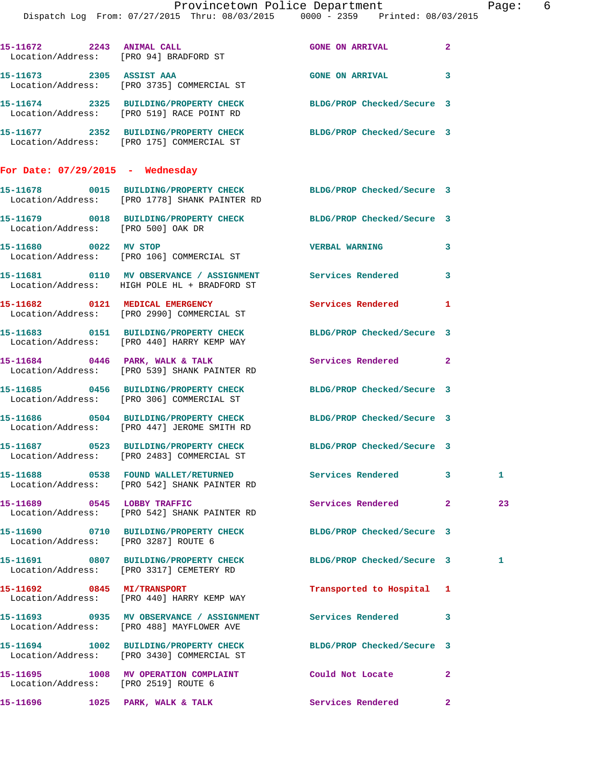15-11672 2243 ANIMAL CALL GONE ON ARRIVAL 2
Location/Address: [PRO 94] BRADFORD ST

15-11673 2305 ASSIST AAA GONE ON ARRIVAL 3
Location/Address: [PRO 3735] COMMERCIAL ST

15-11674 2325 BUILDING/PROPERTY CHECK BLDG/PROP Checked/Secure 3
Location/Address: [PRO 519] RACE POINT RD

15-11677 2352 BUILDING/PROPERTY CHECK BLDG/PROP Checked/Secure 3
Location/Address: [PRO 175] COMMERCIAL ST

## For Date: 07/29/2015 - Wednesday

15-11678 0015 BUILDING/PROPERTY CHECK BLDG/PROP Checked/Secure 3
Location/Address: [PRO 1778] SHANK PAINTER RD

15-11679 0018 BUILDING/PROPERTY CHECK BLDG/PROP Checked/Secure 3
Location/Address: [PRO 500] OAK DR

15-11680 0022 MV STOP VERBAL WARNING 3
Location/Address: [PRO 106] COMMERCIAL ST

15-11681 0110 MV OBSERVANCE / ASSIGNMENT Services Rendered 3
Location/Address: HIGH POLE HL + BRADFORD ST

15-11682 0121 MEDICAL EMERGENCY Services Rendered 1
Location/Address: [PRO 2990] COMMERCIAL ST

15-11683 0151 BUILDING/PROPERTY CHECK BLDG/PROP Checked/Secure 3
Location/Address: [PRO 440] HARRY KEMP WAY

15-11684 0446 PARK, WALK & TALK Services Rendered 2
Location/Address: [PRO 539] SHANK PAINTER RD

15-11685 0456 BUILDING/PROPERTY CHECK BLDG/PROP Checked/Secure 3
Location/Address: [PRO 306] COMMERCIAL ST

15-11686 0504 BUILDING/PROPERTY CHECK BLDG/PROP Checked/Secure 3
Location/Address: [PRO 447] JEROME SMITH RD

15-11687 0523 BUILDING/PROPERTY CHECK BLDG/PROP Checked/Secure 3
Location/Address: [PRO 2483] COMMERCIAL ST

15-11688 0538 FOUND WALLET/RETURNED Services Rendered 3 1
Location/Address: [PRO 542] SHANK PAINTER RD

15-11689 0545 LOBBY TRAFFIC Services Rendered 2 23
Location/Address: [PRO 542] SHANK PAINTER RD

15-11690 0710 BUILDING/PROPERTY CHECK BLDG/PROP Checked/Secure 3
Location/Address: [PRO 3287] ROUTE 6

15-11691 0807 BUILDING/PROPERTY CHECK BLDG/PROP Checked/Secure 3 1
Location/Address: [PRO 3317] CEMETERY RD

15-11692 0845 MI/TRANSPORT Transported to Hospital 1
Location/Address: [PRO 440] HARRY KEMP WAY

15-11693 0935 MV OBSERVANCE / ASSIGNMENT Services Rendered 3
Location/Address: [PRO 488] MAYFLOWER AVE

15-11694 1002 BUILDING/PROPERTY CHECK BLDG/PROP Checked/Secure 3
Location/Address: [PRO 3430] COMMERCIAL ST

15-11695 1008 MV OPERATION COMPLAINT Could Not Locate 2
Location/Address: [PRO 2519] ROUTE 6

15-11696 1025 PARK, WALK & TALK Services Rendered 2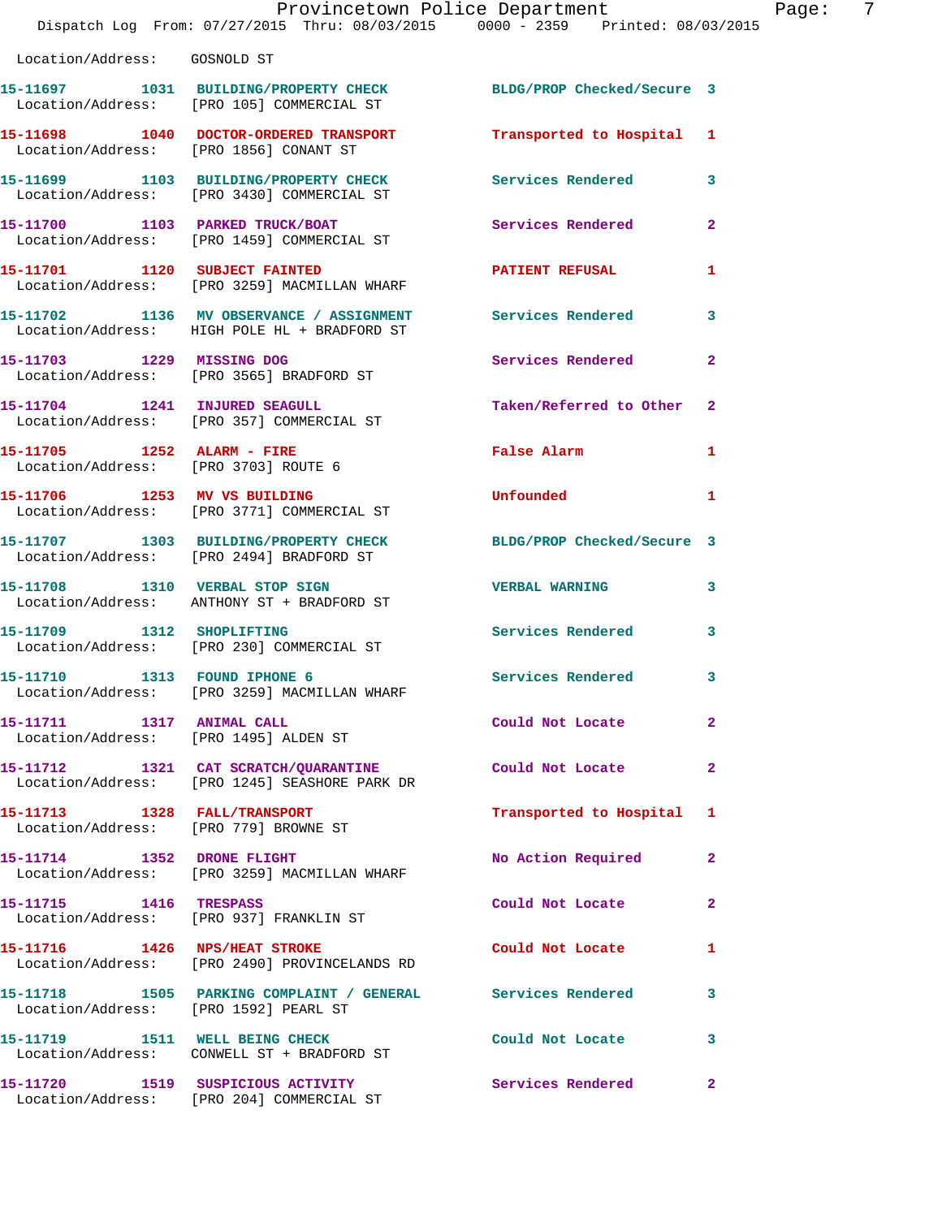Location/Address: GOSNOLD ST

| Call Number | Time | Call Reason | Action | Priority |
|---|---|---|---|---|
| 15-11697 | 1031 | BUILDING/PROPERTY CHECK | BLDG/PROP Checked/Secure | 3 |
| Location/Address: | | [PRO 105] COMMERCIAL ST | | |
| 15-11698 | 1040 | DOCTOR-ORDERED TRANSPORT | Transported to Hospital | 1 |
| Location/Address: | | [PRO 1856] CONANT ST | | |
| 15-11699 | 1103 | BUILDING/PROPERTY CHECK | Services Rendered | 3 |
| Location/Address: | | [PRO 3430] COMMERCIAL ST | | |
| 15-11700 | 1103 | PARKED TRUCK/BOAT | Services Rendered | 2 |
| Location/Address: | | [PRO 1459] COMMERCIAL ST | | |
| 15-11701 | 1120 | SUBJECT FAINTED | PATIENT REFUSAL | 1 |
| Location/Address: | | [PRO 3259] MACMILLAN WHARF | | |
| 15-11702 | 1136 | MV OBSERVANCE / ASSIGNMENT | Services Rendered | 3 |
| Location/Address: | | HIGH POLE HL + BRADFORD ST | | |
| 15-11703 | 1229 | MISSING DOG | Services Rendered | 2 |
| Location/Address: | | [PRO 3565] BRADFORD ST | | |
| 15-11704 | 1241 | INJURED SEAGULL | Taken/Referred to Other | 2 |
| Location/Address: | | [PRO 357] COMMERCIAL ST | | |
| 15-11705 | 1252 | ALARM - FIRE | False Alarm | 1 |
| Location/Address: | | [PRO 3703] ROUTE 6 | | |
| 15-11706 | 1253 | MV VS BUILDING | Unfounded | 1 |
| Location/Address: | | [PRO 3771] COMMERCIAL ST | | |
| 15-11707 | 1303 | BUILDING/PROPERTY CHECK | BLDG/PROP Checked/Secure | 3 |
| Location/Address: | | [PRO 2494] BRADFORD ST | | |
| 15-11708 | 1310 | VERBAL STOP SIGN | VERBAL WARNING | 3 |
| Location/Address: | | ANTHONY ST + BRADFORD ST | | |
| 15-11709 | 1312 | SHOPLIFTING | Services Rendered | 3 |
| Location/Address: | | [PRO 230] COMMERCIAL ST | | |
| 15-11710 | 1313 | FOUND IPHONE 6 | Services Rendered | 3 |
| Location/Address: | | [PRO 3259] MACMILLAN WHARF | | |
| 15-11711 | 1317 | ANIMAL CALL | Could Not Locate | 2 |
| Location/Address: | | [PRO 1495] ALDEN ST | | |
| 15-11712 | 1321 | CAT SCRATCH/QUARANTINE | Could Not Locate | 2 |
| Location/Address: | | [PRO 1245] SEASHORE PARK DR | | |
| 15-11713 | 1328 | FALL/TRANSPORT | Transported to Hospital | 1 |
| Location/Address: | | [PRO 779] BROWNE ST | | |
| 15-11714 | 1352 | DRONE FLIGHT | No Action Required | 2 |
| Location/Address: | | [PRO 3259] MACMILLAN WHARF | | |
| 15-11715 | 1416 | TRESPASS | Could Not Locate | 2 |
| Location/Address: | | [PRO 937] FRANKLIN ST | | |
| 15-11716 | 1426 | NPS/HEAT STROKE | Could Not Locate | 1 |
| Location/Address: | | [PRO 2490] PROVINCELANDS RD | | |
| 15-11718 | 1505 | PARKING COMPLAINT / GENERAL | Services Rendered | 3 |
| Location/Address: | | [PRO 1592] PEARL ST | | |
| 15-11719 | 1511 | WELL BEING CHECK | Could Not Locate | 3 |
| Location/Address: | | CONWELL ST + BRADFORD ST | | |
| 15-11720 | 1519 | SUSPICIOUS ACTIVITY | Services Rendered | 2 |
| Location/Address: | | [PRO 204] COMMERCIAL ST | | |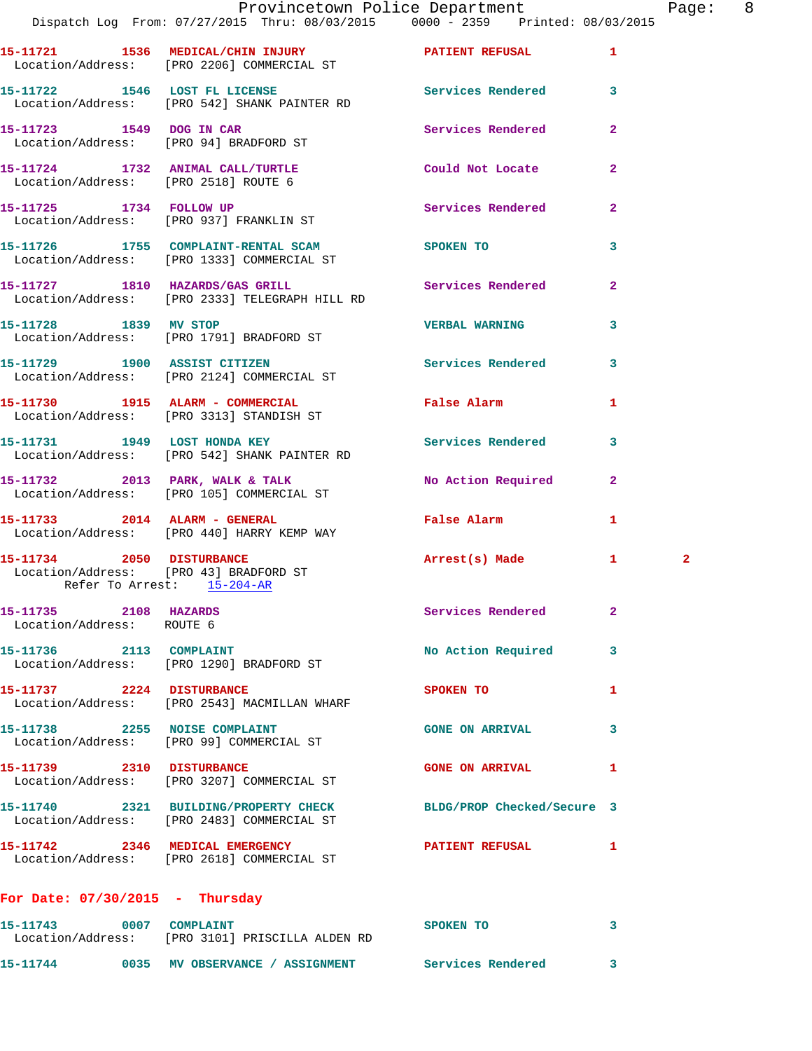15-11721 1536 MEDICAL/CHIN INJURY PATIENT REFUSAL 1
Location/Address: [PRO 2206] COMMERCIAL ST

15-11722 1546 LOST FL LICENSE Services Rendered 3
Location/Address: [PRO 542] SHANK PAINTER RD

15-11723 1549 DOG IN CAR Services Rendered 2
Location/Address: [PRO 94] BRADFORD ST

15-11724 1732 ANIMAL CALL/TURTLE Could Not Locate 2
Location/Address: [PRO 2518] ROUTE 6

15-11725 1734 FOLLOW UP Services Rendered 2
Location/Address: [PRO 937] FRANKLIN ST

15-11726 1755 COMPLAINT-RENTAL SCAM SPOKEN TO 3
Location/Address: [PRO 1333] COMMERCIAL ST

15-11727 1810 HAZARDS/GAS GRILL Services Rendered 2
Location/Address: [PRO 2333] TELEGRAPH HILL RD

15-11728 1839 MV STOP VERBAL WARNING 3
Location/Address: [PRO 1791] BRADFORD ST

15-11729 1900 ASSIST CITIZEN Services Rendered 3
Location/Address: [PRO 2124] COMMERCIAL ST

15-11730 1915 ALARM - COMMERCIAL False Alarm 1
Location/Address: [PRO 3313] STANDISH ST

15-11731 1949 LOST HONDA KEY Services Rendered 3
Location/Address: [PRO 542] SHANK PAINTER RD

15-11732 2013 PARK, WALK & TALK No Action Required 2
Location/Address: [PRO 105] COMMERCIAL ST

15-11733 2014 ALARM - GENERAL False Alarm 1
Location/Address: [PRO 440] HARRY KEMP WAY

15-11734 2050 DISTURBANCE Arrest(s) Made 1 2
Location/Address: [PRO 43] BRADFORD ST
Refer To Arrest: 15-204-AR

15-11735 2108 HAZARDS Services Rendered 2
Location/Address: ROUTE 6

15-11736 2113 COMPLAINT No Action Required 3
Location/Address: [PRO 1290] BRADFORD ST

15-11737 2224 DISTURBANCE SPOKEN TO 1
Location/Address: [PRO 2543] MACMILLAN WHARF

15-11738 2255 NOISE COMPLAINT GONE ON ARRIVAL 3
Location/Address: [PRO 99] COMMERCIAL ST

15-11739 2310 DISTURBANCE GONE ON ARRIVAL 1
Location/Address: [PRO 3207] COMMERCIAL ST

15-11740 2321 BUILDING/PROPERTY CHECK BLDG/PROP Checked/Secure 3
Location/Address: [PRO 2483] COMMERCIAL ST

15-11742 2346 MEDICAL EMERGENCY PATIENT REFUSAL 1
Location/Address: [PRO 2618] COMMERCIAL ST

**For Date: 07/30/2015 - Thursday**

15-11743 0007 COMPLAINT SPOKEN TO 3
Location/Address: [PRO 3101] PRISCILLA ALDEN RD

15-11744 0035 MV OBSERVANCE / ASSIGNMENT Services Rendered 3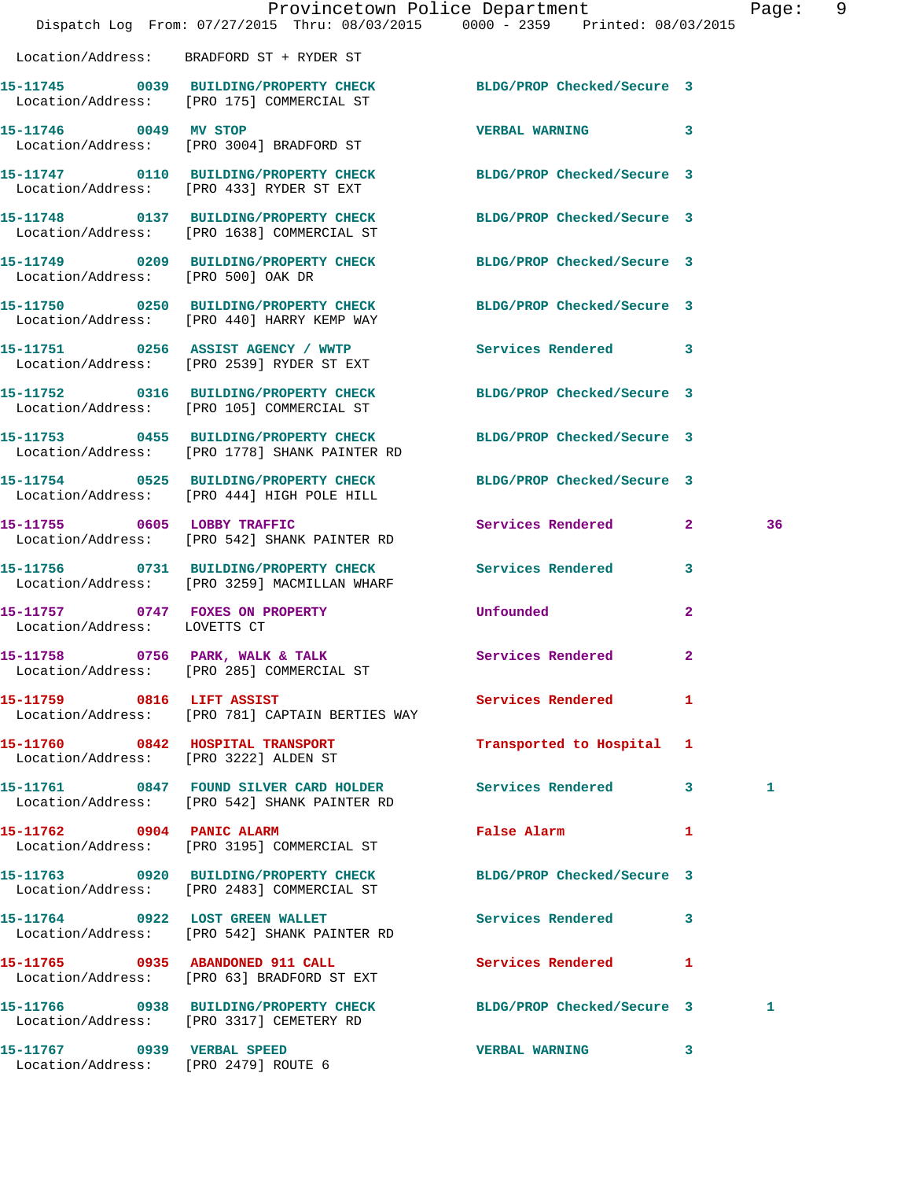Location/Address: BRADFORD ST + RYDER ST

| Call # | Time | Call Reason | Action | Priority | |
|---|---|---|---|---|---|
| 15-11745 | 0039 | BUILDING/PROPERTY CHECK | BLDG/PROP Checked/Secure | 3 | |
| | | Location/Address: [PRO 175] COMMERCIAL ST | | | |
| 15-11746 | 0049 | MV STOP | VERBAL WARNING | 3 | |
| | | Location/Address: [PRO 3004] BRADFORD ST | | | |
| 15-11747 | 0110 | BUILDING/PROPERTY CHECK | BLDG/PROP Checked/Secure | 3 | |
| | | Location/Address: [PRO 433] RYDER ST EXT | | | |
| 15-11748 | 0137 | BUILDING/PROPERTY CHECK | BLDG/PROP Checked/Secure | 3 | |
| | | Location/Address: [PRO 1638] COMMERCIAL ST | | | |
| 15-11749 | 0209 | BUILDING/PROPERTY CHECK | BLDG/PROP Checked/Secure | 3 | |
| | | Location/Address: [PRO 500] OAK DR | | | |
| 15-11750 | 0250 | BUILDING/PROPERTY CHECK | BLDG/PROP Checked/Secure | 3 | |
| | | Location/Address: [PRO 440] HARRY KEMP WAY | | | |
| 15-11751 | 0256 | ASSIST AGENCY / WWTP | Services Rendered | 3 | |
| | | Location/Address: [PRO 2539] RYDER ST EXT | | | |
| 15-11752 | 0316 | BUILDING/PROPERTY CHECK | BLDG/PROP Checked/Secure | 3 | |
| | | Location/Address: [PRO 105] COMMERCIAL ST | | | |
| 15-11753 | 0455 | BUILDING/PROPERTY CHECK | BLDG/PROP Checked/Secure | 3 | |
| | | Location/Address: [PRO 1778] SHANK PAINTER RD | | | |
| 15-11754 | 0525 | BUILDING/PROPERTY CHECK | BLDG/PROP Checked/Secure | 3 | |
| | | Location/Address: [PRO 444] HIGH POLE HILL | | | |
| 15-11755 | 0605 | LOBBY TRAFFIC | Services Rendered | 2 | 36 |
| | | Location/Address: [PRO 542] SHANK PAINTER RD | | | |
| 15-11756 | 0731 | BUILDING/PROPERTY CHECK | Services Rendered | 3 | |
| | | Location/Address: [PRO 3259] MACMILLAN WHARF | | | |
| 15-11757 | 0747 | FOXES ON PROPERTY | Unfounded | 2 | |
| | | Location/Address: LOVETTS CT | | | |
| 15-11758 | 0756 | PARK, WALK & TALK | Services Rendered | 2 | |
| | | Location/Address: [PRO 285] COMMERCIAL ST | | | |
| 15-11759 | 0816 | LIFT ASSIST | Services Rendered | 1 | |
| | | Location/Address: [PRO 781] CAPTAIN BERTIES WAY | | | |
| 15-11760 | 0842 | HOSPITAL TRANSPORT | Transported to Hospital | 1 | |
| | | Location/Address: [PRO 3222] ALDEN ST | | | |
| 15-11761 | 0847 | FOUND SILVER CARD HOLDER | Services Rendered | 3 | 1 |
| | | Location/Address: [PRO 542] SHANK PAINTER RD | | | |
| 15-11762 | 0904 | PANIC ALARM | False Alarm | 1 | |
| | | Location/Address: [PRO 3195] COMMERCIAL ST | | | |
| 15-11763 | 0920 | BUILDING/PROPERTY CHECK | BLDG/PROP Checked/Secure | 3 | |
| | | Location/Address: [PRO 2483] COMMERCIAL ST | | | |
| 15-11764 | 0922 | LOST GREEN WALLET | Services Rendered | 3 | |
| | | Location/Address: [PRO 542] SHANK PAINTER RD | | | |
| 15-11765 | 0935 | ABANDONED 911 CALL | Services Rendered | 1 | |
| | | Location/Address: [PRO 63] BRADFORD ST EXT | | | |
| 15-11766 | 0938 | BUILDING/PROPERTY CHECK | BLDG/PROP Checked/Secure | 3 | 1 |
| | | Location/Address: [PRO 3317] CEMETERY RD | | | |
| 15-11767 | 0939 | VERBAL SPEED | VERBAL WARNING | 3 | |
| | | Location/Address: [PRO 2479] ROUTE 6 | | | |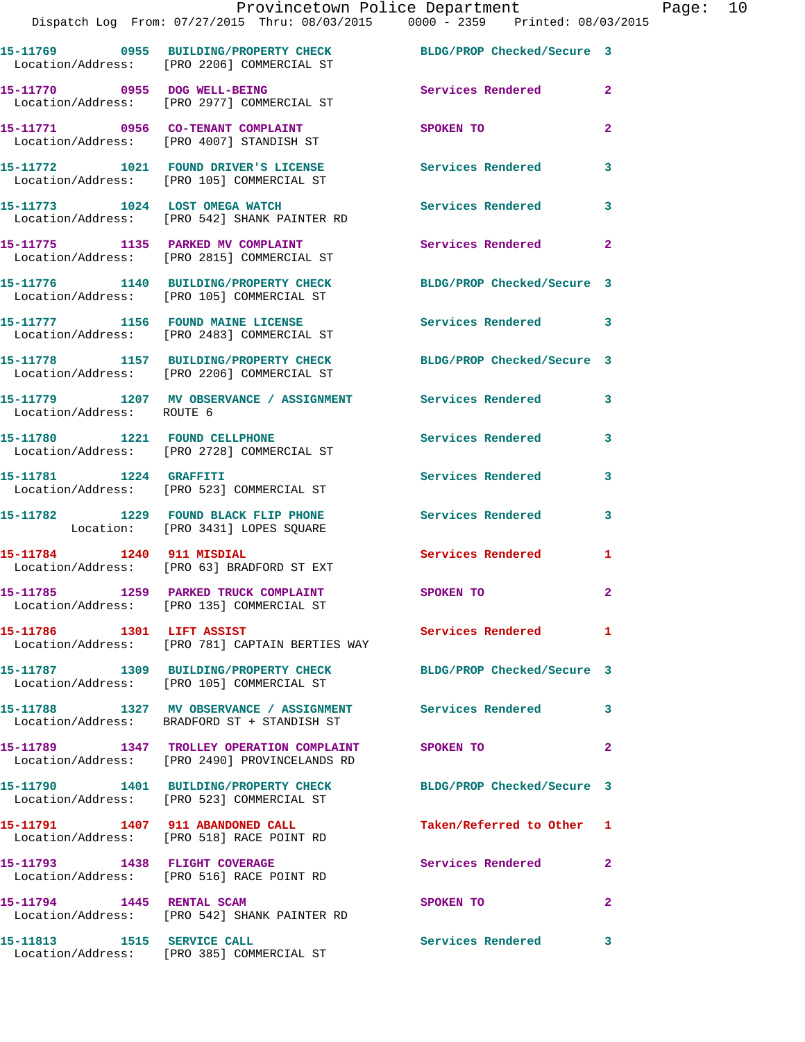15-11769 0955 BUILDING/PROPERTY CHECK BLDG/PROP Checked/Secure 3
Location/Address: [PRO 2206] COMMERCIAL ST

15-11770 0955 DOG WELL-BEING Services Rendered 2
Location/Address: [PRO 2977] COMMERCIAL ST

15-11771 0956 CO-TENANT COMPLAINT SPOKEN TO 2
Location/Address: [PRO 4007] STANDISH ST

15-11772 1021 FOUND DRIVER'S LICENSE Services Rendered 3
Location/Address: [PRO 105] COMMERCIAL ST

15-11773 1024 LOST OMEGA WATCH Services Rendered 3
Location/Address: [PRO 542] SHANK PAINTER RD

15-11775 1135 PARKED MV COMPLAINT Services Rendered 2
Location/Address: [PRO 2815] COMMERCIAL ST

15-11776 1140 BUILDING/PROPERTY CHECK BLDG/PROP Checked/Secure 3
Location/Address: [PRO 105] COMMERCIAL ST

15-11777 1156 FOUND MAINE LICENSE Services Rendered 3
Location/Address: [PRO 2483] COMMERCIAL ST

15-11778 1157 BUILDING/PROPERTY CHECK BLDG/PROP Checked/Secure 3
Location/Address: [PRO 2206] COMMERCIAL ST

15-11779 1207 MV OBSERVANCE / ASSIGNMENT Services Rendered 3
Location/Address: ROUTE 6

15-11780 1221 FOUND CELLPHONE Services Rendered 3
Location/Address: [PRO 2728] COMMERCIAL ST

15-11781 1224 GRAFFITI Services Rendered 3
Location/Address: [PRO 523] COMMERCIAL ST

15-11782 1229 FOUND BLACK FLIP PHONE Services Rendered 3
Location: [PRO 3431] LOPES SQUARE

15-11784 1240 911 MISDIAL Services Rendered 1
Location/Address: [PRO 63] BRADFORD ST EXT

15-11785 1259 PARKED TRUCK COMPLAINT SPOKEN TO 2
Location/Address: [PRO 135] COMMERCIAL ST

15-11786 1301 LIFT ASSIST Services Rendered 1
Location/Address: [PRO 781] CAPTAIN BERTIES WAY

15-11787 1309 BUILDING/PROPERTY CHECK BLDG/PROP Checked/Secure 3
Location/Address: [PRO 105] COMMERCIAL ST

15-11788 1327 MV OBSERVANCE / ASSIGNMENT Services Rendered 3
Location/Address: BRADFORD ST + STANDISH ST

15-11789 1347 TROLLEY OPERATION COMPLAINT SPOKEN TO 2
Location/Address: [PRO 2490] PROVINCELANDS RD

15-11790 1401 BUILDING/PROPERTY CHECK BLDG/PROP Checked/Secure 3
Location/Address: [PRO 523] COMMERCIAL ST

15-11791 1407 911 ABANDONED CALL Taken/Referred to Other 1
Location/Address: [PRO 518] RACE POINT RD

15-11793 1438 FLIGHT COVERAGE Services Rendered 2
Location/Address: [PRO 516] RACE POINT RD

15-11794 1445 RENTAL SCAM SPOKEN TO 2
Location/Address: [PRO 542] SHANK PAINTER RD

15-11813 1515 SERVICE CALL Services Rendered 3
Location/Address: [PRO 385] COMMERCIAL ST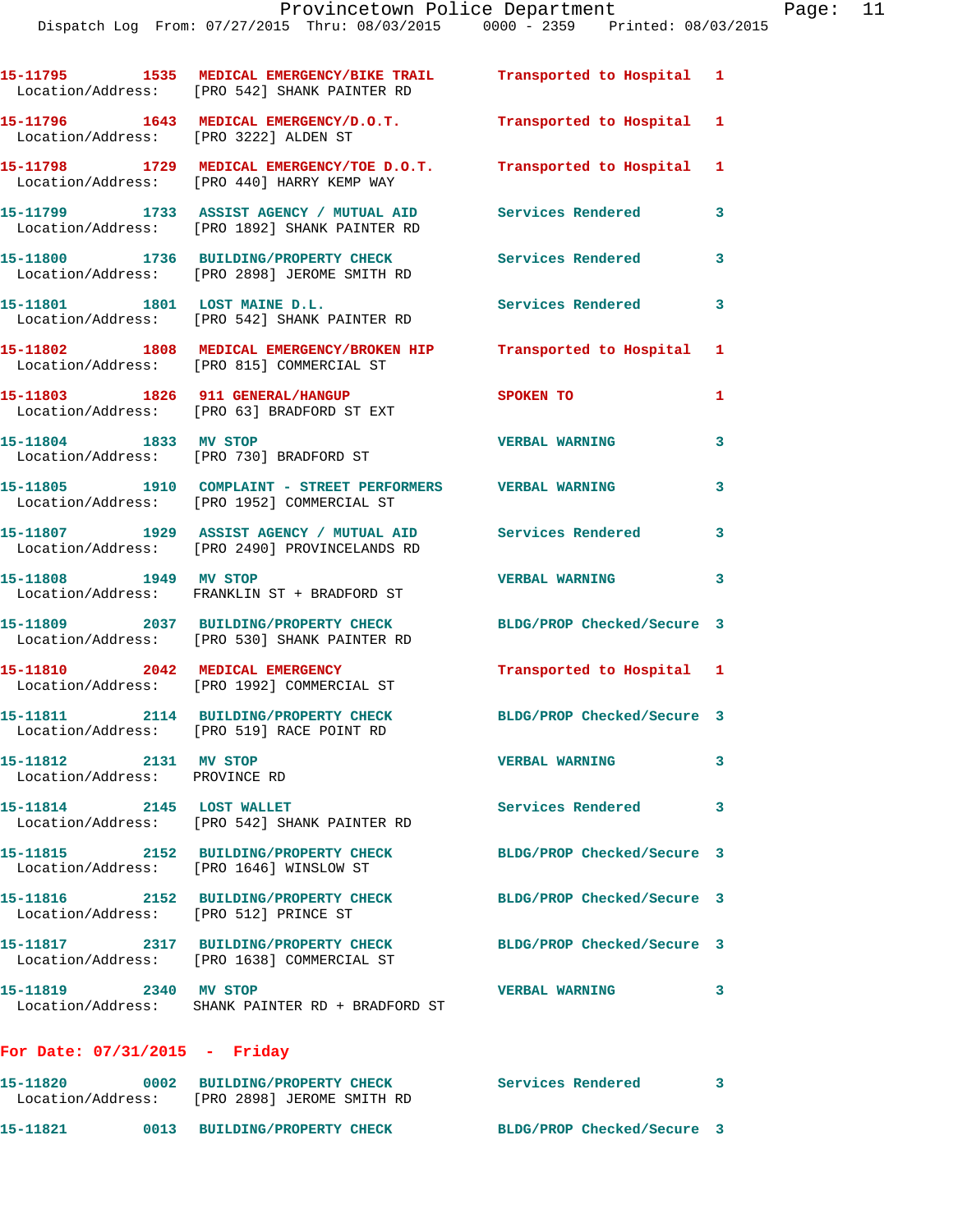15-11795 1535 MEDICAL EMERGENCY/BIKE TRAIL Transported to Hospital 1
Location/Address: [PRO 542] SHANK PAINTER RD

15-11796 1643 MEDICAL EMERGENCY/D.O.T. Transported to Hospital 1
Location/Address: [PRO 3222] ALDEN ST

15-11798 1729 MEDICAL EMERGENCY/TOE D.O.T. Transported to Hospital 1
Location/Address: [PRO 440] HARRY KEMP WAY

15-11799 1733 ASSIST AGENCY / MUTUAL AID Services Rendered 3
Location/Address: [PRO 1892] SHANK PAINTER RD

15-11800 1736 BUILDING/PROPERTY CHECK Services Rendered 3
Location/Address: [PRO 2898] JEROME SMITH RD

15-11801 1801 LOST MAINE D.L. Services Rendered 3
Location/Address: [PRO 542] SHANK PAINTER RD

15-11802 1808 MEDICAL EMERGENCY/BROKEN HIP Transported to Hospital 1
Location/Address: [PRO 815] COMMERCIAL ST

15-11803 1826 911 GENERAL/HANGUP SPOKEN TO 1
Location/Address: [PRO 63] BRADFORD ST EXT

15-11804 1833 MV STOP VERBAL WARNING 3
Location/Address: [PRO 730] BRADFORD ST

15-11805 1910 COMPLAINT - STREET PERFORMERS VERBAL WARNING 3
Location/Address: [PRO 1952] COMMERCIAL ST

15-11807 1929 ASSIST AGENCY / MUTUAL AID Services Rendered 3
Location/Address: [PRO 2490] PROVINCELANDS RD

15-11808 1949 MV STOP VERBAL WARNING 3
Location/Address: FRANKLIN ST + BRADFORD ST

15-11809 2037 BUILDING/PROPERTY CHECK BLDG/PROP Checked/Secure 3
Location/Address: [PRO 530] SHANK PAINTER RD

15-11810 2042 MEDICAL EMERGENCY Transported to Hospital 1
Location/Address: [PRO 1992] COMMERCIAL ST

15-11811 2114 BUILDING/PROPERTY CHECK BLDG/PROP Checked/Secure 3
Location/Address: [PRO 519] RACE POINT RD

15-11812 2131 MV STOP VERBAL WARNING 3
Location/Address: PROVINCE RD

15-11814 2145 LOST WALLET Services Rendered 3
Location/Address: [PRO 542] SHANK PAINTER RD

15-11815 2152 BUILDING/PROPERTY CHECK BLDG/PROP Checked/Secure 3
Location/Address: [PRO 1646] WINSLOW ST

15-11816 2152 BUILDING/PROPERTY CHECK BLDG/PROP Checked/Secure 3
Location/Address: [PRO 512] PRINCE ST

15-11817 2317 BUILDING/PROPERTY CHECK BLDG/PROP Checked/Secure 3
Location/Address: [PRO 1638] COMMERCIAL ST

15-11819 2340 MV STOP VERBAL WARNING 3
Location/Address: SHANK PAINTER RD + BRADFORD ST

**For Date: 07/31/2015 - Friday**

15-11820 0002 BUILDING/PROPERTY CHECK Services Rendered 3
Location/Address: [PRO 2898] JEROME SMITH RD

15-11821 0013 BUILDING/PROPERTY CHECK BLDG/PROP Checked/Secure 3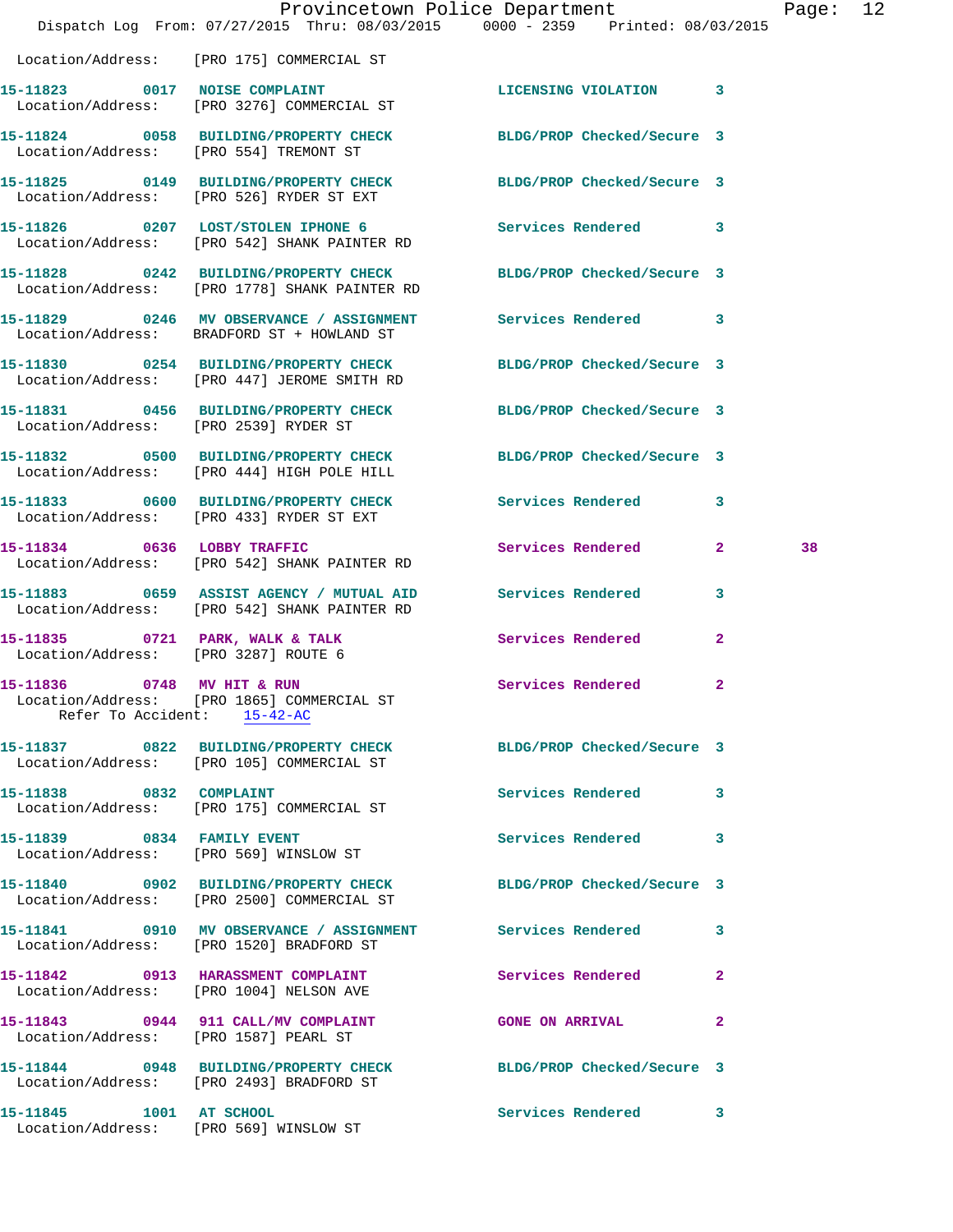Location/Address: [PRO 175] COMMERCIAL ST

15-11823 0017 NOISE COMPLAINT LICENSING VIOLATION 3
Location/Address: [PRO 3276] COMMERCIAL ST

15-11824 0058 BUILDING/PROPERTY CHECK BLDG/PROP Checked/Secure 3
Location/Address: [PRO 554] TREMONT ST

15-11825 0149 BUILDING/PROPERTY CHECK BLDG/PROP Checked/Secure 3
Location/Address: [PRO 526] RYDER ST EXT

15-11826 0207 LOST/STOLEN IPHONE 6 Services Rendered 3
Location/Address: [PRO 542] SHANK PAINTER RD

15-11828 0242 BUILDING/PROPERTY CHECK BLDG/PROP Checked/Secure 3
Location/Address: [PRO 1778] SHANK PAINTER RD

15-11829 0246 MV OBSERVANCE / ASSIGNMENT Services Rendered 3
Location/Address: BRADFORD ST + HOWLAND ST

15-11830 0254 BUILDING/PROPERTY CHECK BLDG/PROP Checked/Secure 3
Location/Address: [PRO 447] JEROME SMITH RD

15-11831 0456 BUILDING/PROPERTY CHECK BLDG/PROP Checked/Secure 3
Location/Address: [PRO 2539] RYDER ST

15-11832 0500 BUILDING/PROPERTY CHECK BLDG/PROP Checked/Secure 3
Location/Address: [PRO 444] HIGH POLE HILL

15-11833 0600 BUILDING/PROPERTY CHECK Services Rendered 3
Location/Address: [PRO 433] RYDER ST EXT

15-11834 0636 LOBBY TRAFFIC Services Rendered 2 38
Location/Address: [PRO 542] SHANK PAINTER RD

15-11883 0659 ASSIST AGENCY / MUTUAL AID Services Rendered 3
Location/Address: [PRO 542] SHANK PAINTER RD

15-11835 0721 PARK, WALK & TALK Services Rendered 2
Location/Address: [PRO 3287] ROUTE 6

15-11836 0748 MV HIT & RUN Services Rendered 2
Location/Address: [PRO 1865] COMMERCIAL ST
Refer To Accident: 15-42-AC

15-11837 0822 BUILDING/PROPERTY CHECK BLDG/PROP Checked/Secure 3
Location/Address: [PRO 105] COMMERCIAL ST

15-11838 0832 COMPLAINT Services Rendered 3
Location/Address: [PRO 175] COMMERCIAL ST

15-11839 0834 FAMILY EVENT Services Rendered 3
Location/Address: [PRO 569] WINSLOW ST

15-11840 0902 BUILDING/PROPERTY CHECK BLDG/PROP Checked/Secure 3
Location/Address: [PRO 2500] COMMERCIAL ST

15-11841 0910 MV OBSERVANCE / ASSIGNMENT Services Rendered 3
Location/Address: [PRO 1520] BRADFORD ST

15-11842 0913 HARASSMENT COMPLAINT Services Rendered 2
Location/Address: [PRO 1004] NELSON AVE

15-11843 0944 911 CALL/MV COMPLAINT GONE ON ARRIVAL 2
Location/Address: [PRO 1587] PEARL ST

15-11844 0948 BUILDING/PROPERTY CHECK BLDG/PROP Checked/Secure 3
Location/Address: [PRO 2493] BRADFORD ST

15-11845 1001 AT SCHOOL Services Rendered 3
Location/Address: [PRO 569] WINSLOW ST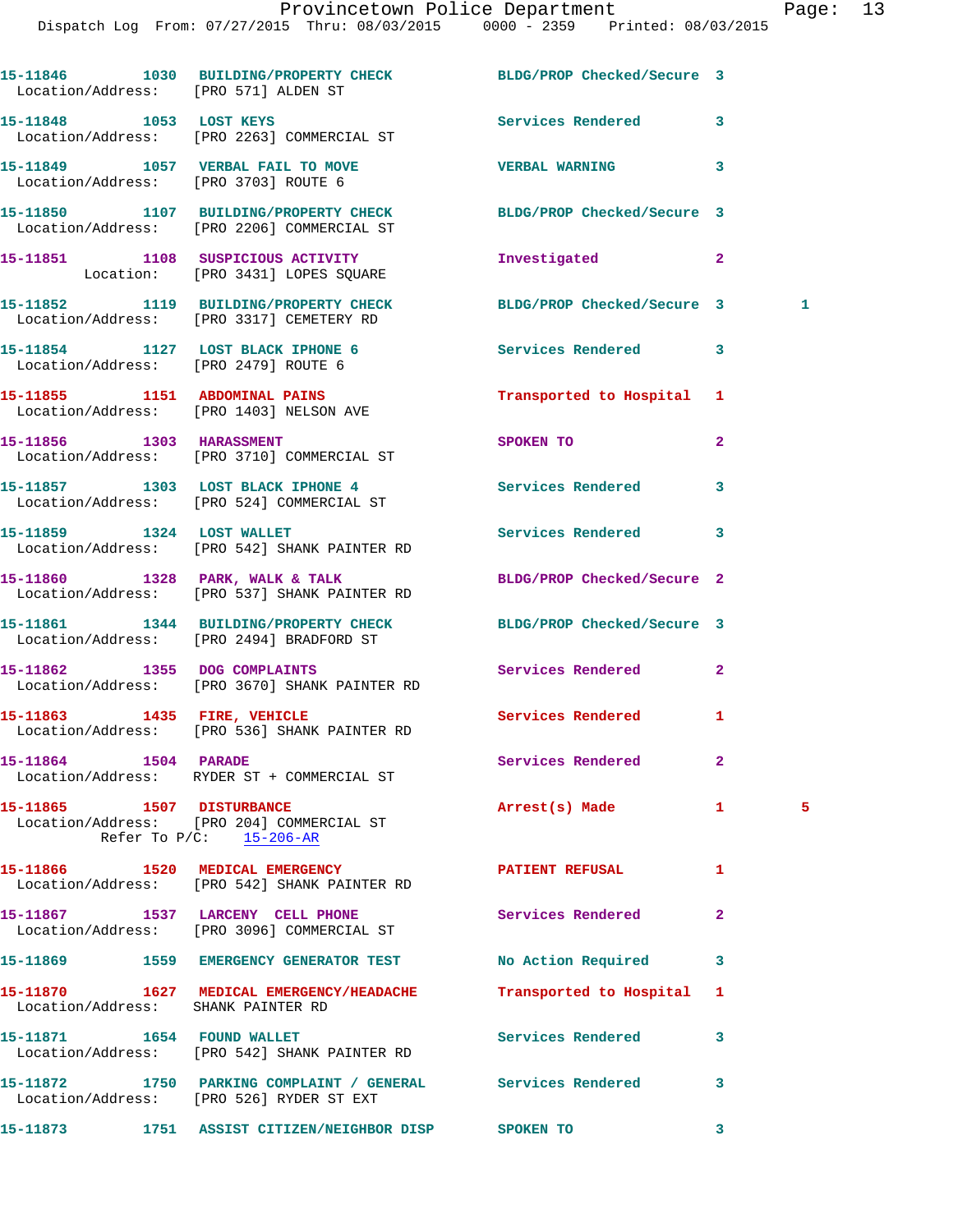15-11846 1030 BUILDING/PROPERTY CHECK BLDG/PROP Checked/Secure 3
Location/Address: [PRO 571] ALDEN ST

15-11848 1053 LOST KEYS Services Rendered 3
Location/Address: [PRO 2263] COMMERCIAL ST

15-11849 1057 VERBAL FAIL TO MOVE VERBAL WARNING 3
Location/Address: [PRO 3703] ROUTE 6

15-11850 1107 BUILDING/PROPERTY CHECK BLDG/PROP Checked/Secure 3
Location/Address: [PRO 2206] COMMERCIAL ST

15-11851 1108 SUSPICIOUS ACTIVITY Investigated 2
Location: [PRO 3431] LOPES SQUARE

15-11852 1119 BUILDING/PROPERTY CHECK BLDG/PROP Checked/Secure 3 1
Location/Address: [PRO 3317] CEMETERY RD

15-11854 1127 LOST BLACK IPHONE 6 Services Rendered 3
Location/Address: [PRO 2479] ROUTE 6

15-11855 1151 ABDOMINAL PAINS Transported to Hospital 1
Location/Address: [PRO 1403] NELSON AVE

15-11856 1303 HARASSMENT SPOKEN TO 2
Location/Address: [PRO 3710] COMMERCIAL ST

15-11857 1303 LOST BLACK IPHONE 4 Services Rendered 3
Location/Address: [PRO 524] COMMERCIAL ST

15-11859 1324 LOST WALLET Services Rendered 3
Location/Address: [PRO 542] SHANK PAINTER RD

15-11860 1328 PARK, WALK & TALK BLDG/PROP Checked/Secure 2
Location/Address: [PRO 537] SHANK PAINTER RD

15-11861 1344 BUILDING/PROPERTY CHECK BLDG/PROP Checked/Secure 3
Location/Address: [PRO 2494] BRADFORD ST

15-11862 1355 DOG COMPLAINTS Services Rendered 2
Location/Address: [PRO 3670] SHANK PAINTER RD

15-11863 1435 FIRE, VEHICLE Services Rendered 1
Location/Address: [PRO 536] SHANK PAINTER RD

15-11864 1504 PARADE Services Rendered 2
Location/Address: RYDER ST + COMMERCIAL ST

15-11865 1507 DISTURBANCE Arrest(s) Made 1 5
Location/Address: [PRO 204] COMMERCIAL ST
Refer To P/C: 15-206-AR

15-11866 1520 MEDICAL EMERGENCY PATIENT REFUSAL 1
Location/Address: [PRO 542] SHANK PAINTER RD

15-11867 1537 LARCENY CELL PHONE Services Rendered 2
Location/Address: [PRO 3096] COMMERCIAL ST

15-11869 1559 EMERGENCY GENERATOR TEST No Action Required 3

15-11870 1627 MEDICAL EMERGENCY/HEADACHE Transported to Hospital 1
Location/Address: SHANK PAINTER RD

15-11871 1654 FOUND WALLET Services Rendered 3
Location/Address: [PRO 542] SHANK PAINTER RD

15-11872 1750 PARKING COMPLAINT / GENERAL Services Rendered 3
Location/Address: [PRO 526] RYDER ST EXT

15-11873 1751 ASSIST CITIZEN/NEIGHBOR DISP SPOKEN TO 3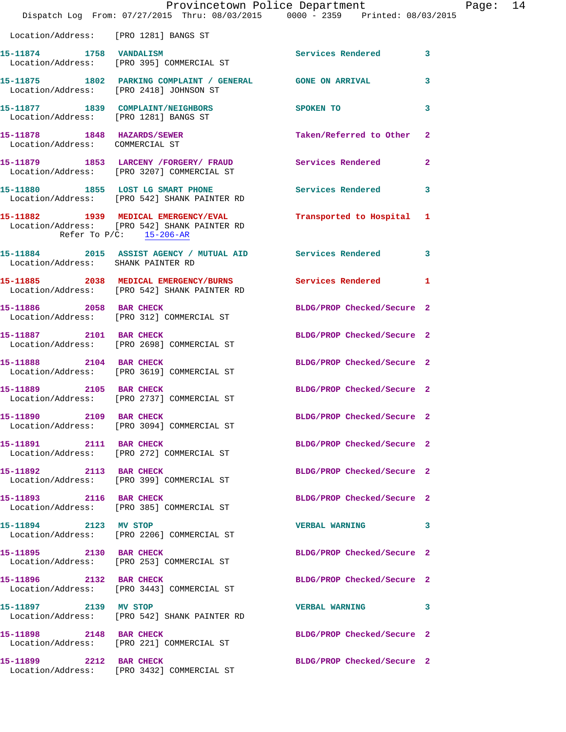Location/Address: [PRO 1281] BANGS ST

**15-11874 1758 VANDALISM** Services Rendered 3
Location/Address: [PRO 395] COMMERCIAL ST

**15-11875 1802 PARKING COMPLAINT / GENERAL** GONE ON ARRIVAL 3
Location/Address: [PRO 2418] JOHNSON ST

**15-11877 1839 COMPLAINT/NEIGHBORS** SPOKEN TO 3
Location/Address: [PRO 1281] BANGS ST

**15-11878 1848 HAZARDS/SEWER** Taken/Referred to Other 2
Location/Address: COMMERCIAL ST

**15-11879 1853 LARCENY /FORGERY/ FRAUD** Services Rendered 2
Location/Address: [PRO 3207] COMMERCIAL ST

**15-11880 1855 LOST LG SMART PHONE** Services Rendered 3
Location/Address: [PRO 542] SHANK PAINTER RD

**15-11882 1939 MEDICAL EMERGENCY/EVAL** Transported to Hospital 1
Location/Address: [PRO 542] SHANK PAINTER RD
Refer To P/C: 15-206-AR

**15-11884 2015 ASSIST AGENCY / MUTUAL AID** Services Rendered 3
Location/Address: SHANK PAINTER RD

**15-11885 2038 MEDICAL EMERGENCY/BURNS** Services Rendered 1
Location/Address: [PRO 542] SHANK PAINTER RD

**15-11886 2058 BAR CHECK** BLDG/PROP Checked/Secure 2
Location/Address: [PRO 312] COMMERCIAL ST

**15-11887 2101 BAR CHECK** BLDG/PROP Checked/Secure 2
Location/Address: [PRO 2698] COMMERCIAL ST

**15-11888 2104 BAR CHECK** BLDG/PROP Checked/Secure 2
Location/Address: [PRO 3619] COMMERCIAL ST

**15-11889 2105 BAR CHECK** BLDG/PROP Checked/Secure 2
Location/Address: [PRO 2737] COMMERCIAL ST

**15-11890 2109 BAR CHECK** BLDG/PROP Checked/Secure 2
Location/Address: [PRO 3094] COMMERCIAL ST

**15-11891 2111 BAR CHECK** BLDG/PROP Checked/Secure 2
Location/Address: [PRO 272] COMMERCIAL ST

**15-11892 2113 BAR CHECK** BLDG/PROP Checked/Secure 2
Location/Address: [PRO 399] COMMERCIAL ST

**15-11893 2116 BAR CHECK** BLDG/PROP Checked/Secure 2
Location/Address: [PRO 385] COMMERCIAL ST

**15-11894 2123 MV STOP** VERBAL WARNING 3
Location/Address: [PRO 2206] COMMERCIAL ST

**15-11895 2130 BAR CHECK** BLDG/PROP Checked/Secure 2
Location/Address: [PRO 253] COMMERCIAL ST

**15-11896 2132 BAR CHECK** BLDG/PROP Checked/Secure 2
Location/Address: [PRO 3443] COMMERCIAL ST

**15-11897 2139 MV STOP** VERBAL WARNING 3
Location/Address: [PRO 542] SHANK PAINTER RD

**15-11898 2148 BAR CHECK** BLDG/PROP Checked/Secure 2
Location/Address: [PRO 221] COMMERCIAL ST

**15-11899 2212 BAR CHECK** BLDG/PROP Checked/Secure 2
Location/Address: [PRO 3432] COMMERCIAL ST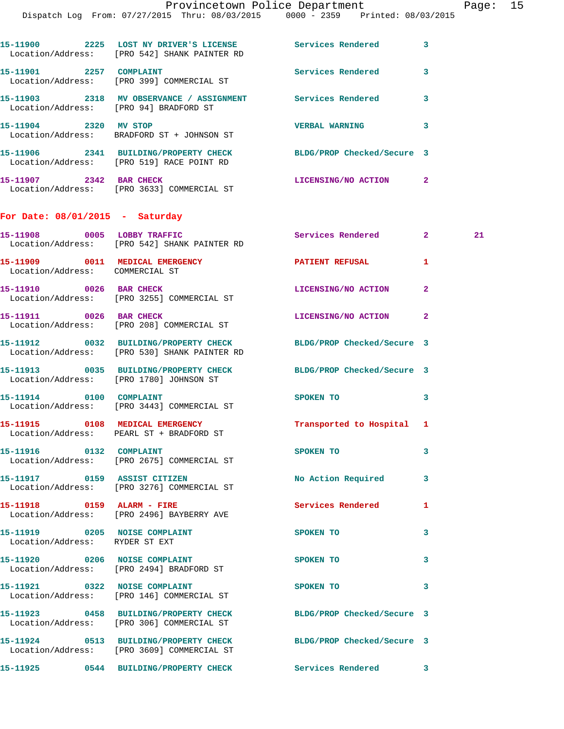15-11900 2225 LOST NY DRIVER'S LICENSE Services Rendered 3
Location/Address: [PRO 542] SHANK PAINTER RD

15-11901 2257 COMPLAINT Services Rendered 3
Location/Address: [PRO 399] COMMERCIAL ST

15-11903 2318 MV OBSERVANCE / ASSIGNMENT Services Rendered 3
Location/Address: [PRO 94] BRADFORD ST

15-11904 2320 MV STOP VERBAL WARNING 3
Location/Address: BRADFORD ST + JOHNSON ST

15-11906 2341 BUILDING/PROPERTY CHECK BLDG/PROP Checked/Secure 3
Location/Address: [PRO 519] RACE POINT RD

15-11907 2342 BAR CHECK LICENSING/NO ACTION 2
Location/Address: [PRO 3633] COMMERCIAL ST

## For Date: 08/01/2015 - Saturday

15-11908 0005 LOBBY TRAFFIC Services Rendered 2 21
Location/Address: [PRO 542] SHANK PAINTER RD

15-11909 0011 MEDICAL EMERGENCY PATIENT REFUSAL 1
Location/Address: COMMERCIAL ST

15-11910 0026 BAR CHECK LICENSING/NO ACTION 2
Location/Address: [PRO 3255] COMMERCIAL ST

15-11911 0026 BAR CHECK LICENSING/NO ACTION 2
Location/Address: [PRO 208] COMMERCIAL ST

15-11912 0032 BUILDING/PROPERTY CHECK BLDG/PROP Checked/Secure 3
Location/Address: [PRO 530] SHANK PAINTER RD

15-11913 0035 BUILDING/PROPERTY CHECK BLDG/PROP Checked/Secure 3
Location/Address: [PRO 1780] JOHNSON ST

15-11914 0100 COMPLAINT SPOKEN TO 3
Location/Address: [PRO 3443] COMMERCIAL ST

15-11915 0108 MEDICAL EMERGENCY Transported to Hospital 1
Location/Address: PEARL ST + BRADFORD ST

15-11916 0132 COMPLAINT SPOKEN TO 3
Location/Address: [PRO 2675] COMMERCIAL ST

15-11917 0159 ASSIST CITIZEN No Action Required 3
Location/Address: [PRO 3276] COMMERCIAL ST

15-11918 0159 ALARM - FIRE Services Rendered 1
Location/Address: [PRO 2496] BAYBERRY AVE

15-11919 0205 NOISE COMPLAINT SPOKEN TO 3
Location/Address: RYDER ST EXT

15-11920 0206 NOISE COMPLAINT SPOKEN TO 3
Location/Address: [PRO 2494] BRADFORD ST

15-11921 0322 NOISE COMPLAINT SPOKEN TO 3
Location/Address: [PRO 146] COMMERCIAL ST

15-11923 0458 BUILDING/PROPERTY CHECK BLDG/PROP Checked/Secure 3
Location/Address: [PRO 306] COMMERCIAL ST

15-11924 0513 BUILDING/PROPERTY CHECK BLDG/PROP Checked/Secure 3
Location/Address: [PRO 3609] COMMERCIAL ST

15-11925 0544 BUILDING/PROPERTY CHECK Services Rendered 3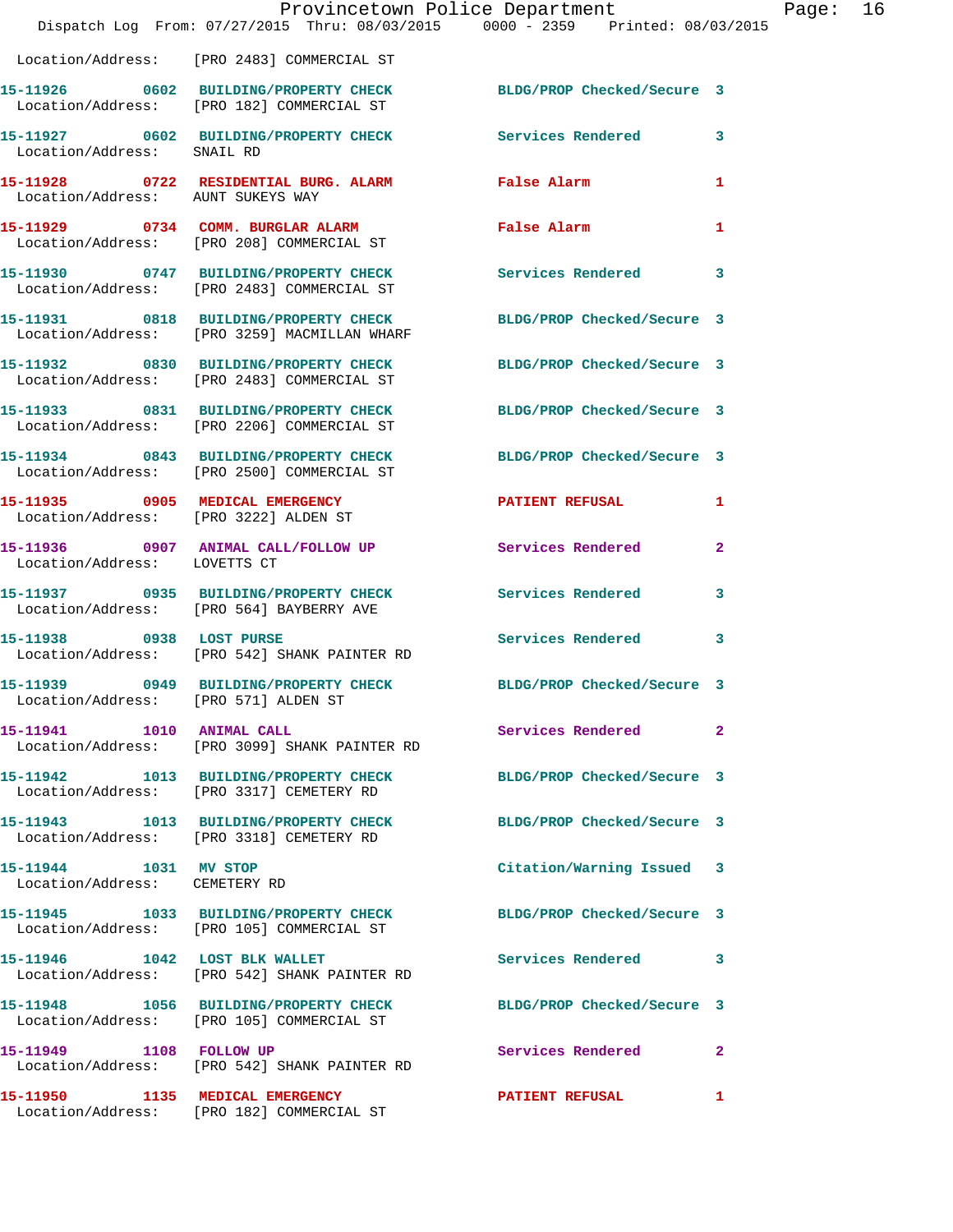Location/Address: [PRO 2483] COMMERCIAL ST

| Call # | Time | Call Type | Disposition | Priority |
|---|---|---|---|---|
| 15-11926 | 0602 | BUILDING/PROPERTY CHECK | BLDG/PROP Checked/Secure | 3 |
| Location/Address: [PRO 182] COMMERCIAL ST | | | | |
| 15-11927 | 0602 | BUILDING/PROPERTY CHECK | Services Rendered | 3 |
| Location/Address: SNAIL RD | | | | |
| 15-11928 | 0722 | RESIDENTIAL BURG. ALARM | False Alarm | 1 |
| Location/Address: AUNT SUKEYS WAY | | | | |
| 15-11929 | 0734 | COMM. BURGLAR ALARM | False Alarm | 1 |
| Location/Address: [PRO 208] COMMERCIAL ST | | | | |
| 15-11930 | 0747 | BUILDING/PROPERTY CHECK | Services Rendered | 3 |
| Location/Address: [PRO 2483] COMMERCIAL ST | | | | |
| 15-11931 | 0818 | BUILDING/PROPERTY CHECK | BLDG/PROP Checked/Secure | 3 |
| Location/Address: [PRO 3259] MACMILLAN WHARF | | | | |
| 15-11932 | 0830 | BUILDING/PROPERTY CHECK | BLDG/PROP Checked/Secure | 3 |
| Location/Address: [PRO 2483] COMMERCIAL ST | | | | |
| 15-11933 | 0831 | BUILDING/PROPERTY CHECK | BLDG/PROP Checked/Secure | 3 |
| Location/Address: [PRO 2206] COMMERCIAL ST | | | | |
| 15-11934 | 0843 | BUILDING/PROPERTY CHECK | BLDG/PROP Checked/Secure | 3 |
| Location/Address: [PRO 2500] COMMERCIAL ST | | | | |
| 15-11935 | 0905 | MEDICAL EMERGENCY | PATIENT REFUSAL | 1 |
| Location/Address: [PRO 3222] ALDEN ST | | | | |
| 15-11936 | 0907 | ANIMAL CALL/FOLLOW UP | Services Rendered | 2 |
| Location/Address: LOVETTS CT | | | | |
| 15-11937 | 0935 | BUILDING/PROPERTY CHECK | Services Rendered | 3 |
| Location/Address: [PRO 564] BAYBERRY AVE | | | | |
| 15-11938 | 0938 | LOST PURSE | Services Rendered | 3 |
| Location/Address: [PRO 542] SHANK PAINTER RD | | | | |
| 15-11939 | 0949 | BUILDING/PROPERTY CHECK | BLDG/PROP Checked/Secure | 3 |
| Location/Address: [PRO 571] ALDEN ST | | | | |
| 15-11941 | 1010 | ANIMAL CALL | Services Rendered | 2 |
| Location/Address: [PRO 3099] SHANK PAINTER RD | | | | |
| 15-11942 | 1013 | BUILDING/PROPERTY CHECK | BLDG/PROP Checked/Secure | 3 |
| Location/Address: [PRO 3317] CEMETERY RD | | | | |
| 15-11943 | 1013 | BUILDING/PROPERTY CHECK | BLDG/PROP Checked/Secure | 3 |
| Location/Address: [PRO 3318] CEMETERY RD | | | | |
| 15-11944 | 1031 | MV STOP | Citation/Warning Issued | 3 |
| Location/Address: CEMETERY RD | | | | |
| 15-11945 | 1033 | BUILDING/PROPERTY CHECK | BLDG/PROP Checked/Secure | 3 |
| Location/Address: [PRO 105] COMMERCIAL ST | | | | |
| 15-11946 | 1042 | LOST BLK WALLET | Services Rendered | 3 |
| Location/Address: [PRO 542] SHANK PAINTER RD | | | | |
| 15-11948 | 1056 | BUILDING/PROPERTY CHECK | BLDG/PROP Checked/Secure | 3 |
| Location/Address: [PRO 105] COMMERCIAL ST | | | | |
| 15-11949 | 1108 | FOLLOW UP | Services Rendered | 2 |
| Location/Address: [PRO 542] SHANK PAINTER RD | | | | |
| 15-11950 | 1135 | MEDICAL EMERGENCY | PATIENT REFUSAL | 1 |
| Location/Address: [PRO 182] COMMERCIAL ST | | | | |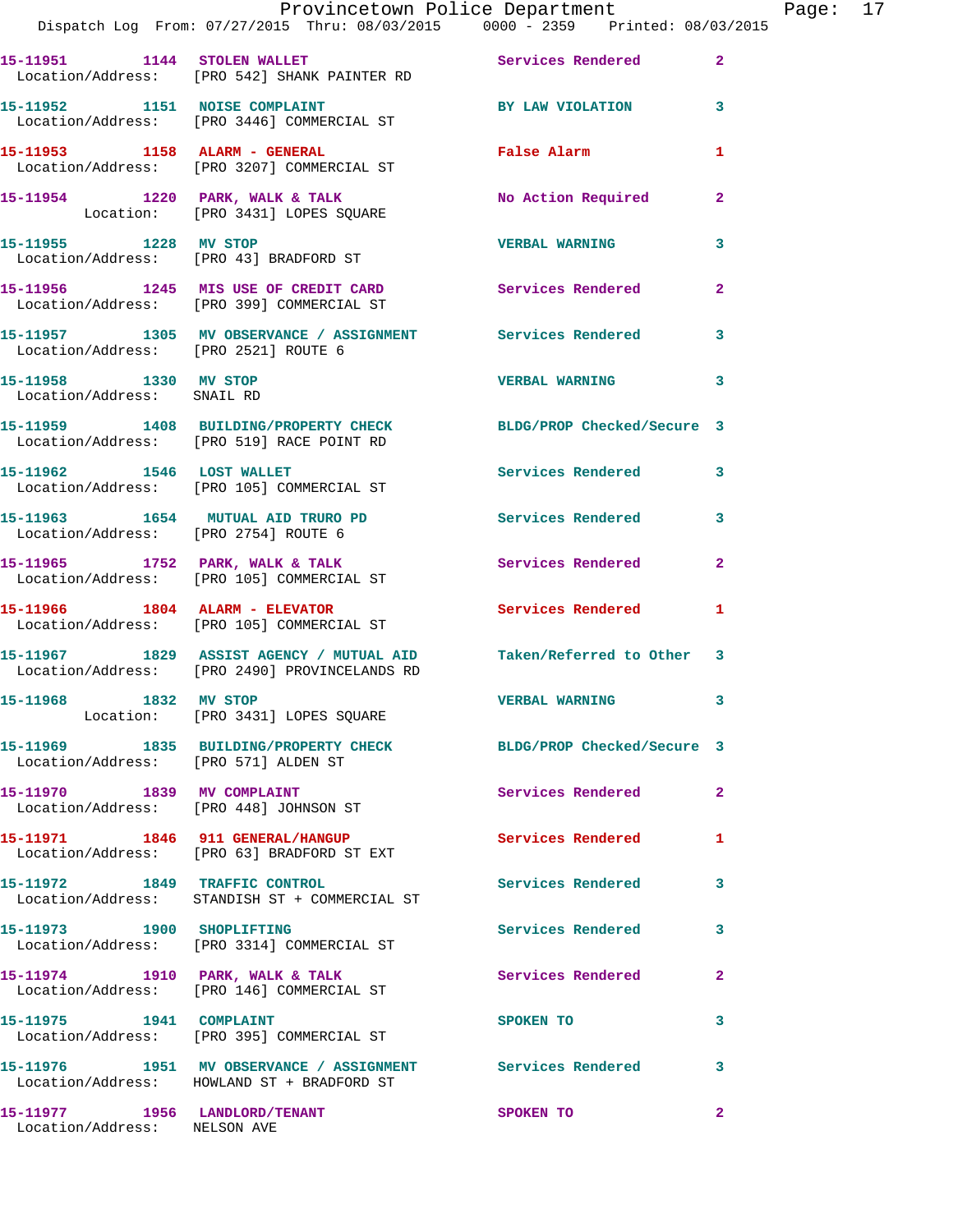15-11951 1144 STOLEN WALLET Services Rendered 2
Location/Address: [PRO 542] SHANK PAINTER RD

15-11952 1151 NOISE COMPLAINT BY LAW VIOLATION 3
Location/Address: [PRO 3446] COMMERCIAL ST

15-11953 1158 ALARM - GENERAL False Alarm 1
Location/Address: [PRO 3207] COMMERCIAL ST

15-11954 1220 PARK, WALK & TALK No Action Required 2
Location: [PRO 3431] LOPES SQUARE

15-11955 1228 MV STOP VERBAL WARNING 3
Location/Address: [PRO 43] BRADFORD ST

15-11956 1245 MIS USE OF CREDIT CARD Services Rendered 2
Location/Address: [PRO 399] COMMERCIAL ST

15-11957 1305 MV OBSERVANCE / ASSIGNMENT Services Rendered 3
Location/Address: [PRO 2521] ROUTE 6

15-11958 1330 MV STOP VERBAL WARNING 3
Location/Address: SNAIL RD

15-11959 1408 BUILDING/PROPERTY CHECK BLDG/PROP Checked/Secure 3
Location/Address: [PRO 519] RACE POINT RD

15-11962 1546 LOST WALLET Services Rendered 3
Location/Address: [PRO 105] COMMERCIAL ST

15-11963 1654 MUTUAL AID TRURO PD Services Rendered 3
Location/Address: [PRO 2754] ROUTE 6

15-11965 1752 PARK, WALK & TALK Services Rendered 2
Location/Address: [PRO 105] COMMERCIAL ST

15-11966 1804 ALARM - ELEVATOR Services Rendered 1
Location/Address: [PRO 105] COMMERCIAL ST

15-11967 1829 ASSIST AGENCY / MUTUAL AID Taken/Referred to Other 3
Location/Address: [PRO 2490] PROVINCELANDS RD

15-11968 1832 MV STOP VERBAL WARNING 3
Location: [PRO 3431] LOPES SQUARE

15-11969 1835 BUILDING/PROPERTY CHECK BLDG/PROP Checked/Secure 3
Location/Address: [PRO 571] ALDEN ST

15-11970 1839 MV COMPLAINT Services Rendered 2
Location/Address: [PRO 448] JOHNSON ST

15-11971 1846 911 GENERAL/HANGUP Services Rendered 1
Location/Address: [PRO 63] BRADFORD ST EXT

15-11972 1849 TRAFFIC CONTROL Services Rendered 3
Location/Address: STANDISH ST + COMMERCIAL ST

15-11973 1900 SHOPLIFTING Services Rendered 3
Location/Address: [PRO 3314] COMMERCIAL ST

15-11974 1910 PARK, WALK & TALK Services Rendered 2
Location/Address: [PRO 146] COMMERCIAL ST

15-11975 1941 COMPLAINT SPOKEN TO 3
Location/Address: [PRO 395] COMMERCIAL ST

15-11976 1951 MV OBSERVANCE / ASSIGNMENT Services Rendered 3
Location/Address: HOWLAND ST + BRADFORD ST

15-11977 1956 LANDLORD/TENANT SPOKEN TO 2
Location/Address: NELSON AVE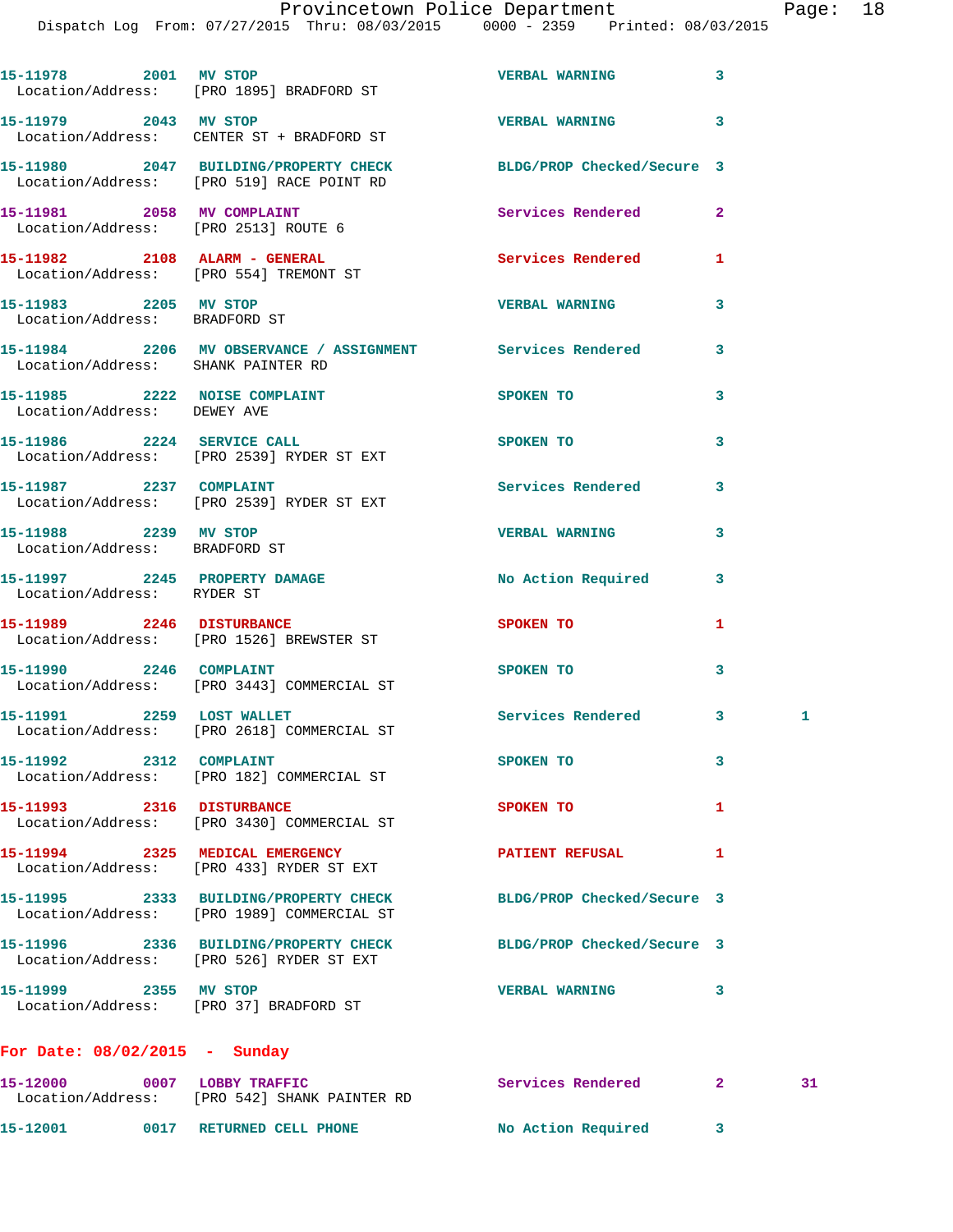| | | | | | |
|---|---|---|---|---|---|
| 15-11978 | 2001 | MV STOP | VERBAL WARNING | 3 | |
| Location/Address: | [PRO 1895] BRADFORD ST | | | | |
| 15-11979 | 2043 | MV STOP | VERBAL WARNING | 3 | |
| Location/Address: | CENTER ST + BRADFORD ST | | | | |
| 15-11980 | 2047 | BUILDING/PROPERTY CHECK | BLDG/PROP Checked/Secure | 3 | |
| Location/Address: | [PRO 519] RACE POINT RD | | | | |
| 15-11981 | 2058 | MV COMPLAINT | Services Rendered | 2 | |
| Location/Address: | [PRO 2513] ROUTE 6 | | | | |
| 15-11982 | 2108 | ALARM - GENERAL | Services Rendered | 1 | |
| Location/Address: | [PRO 554] TREMONT ST | | | | |
| 15-11983 | 2205 | MV STOP | VERBAL WARNING | 3 | |
| Location/Address: | BRADFORD ST | | | | |
| 15-11984 | 2206 | MV OBSERVANCE / ASSIGNMENT | Services Rendered | 3 | |
| Location/Address: | SHANK PAINTER RD | | | | |
| 15-11985 | 2222 | NOISE COMPLAINT | SPOKEN TO | 3 | |
| Location/Address: | DEWEY AVE | | | | |
| 15-11986 | 2224 | SERVICE CALL | SPOKEN TO | 3 | |
| Location/Address: | [PRO 2539] RYDER ST EXT | | | | |
| 15-11987 | 2237 | COMPLAINT | Services Rendered | 3 | |
| Location/Address: | [PRO 2539] RYDER ST EXT | | | | |
| 15-11988 | 2239 | MV STOP | VERBAL WARNING | 3 | |
| Location/Address: | BRADFORD ST | | | | |
| 15-11997 | 2245 | PROPERTY DAMAGE | No Action Required | 3 | |
| Location/Address: | RYDER ST | | | | |
| 15-11989 | 2246 | DISTURBANCE | SPOKEN TO | 1 | |
| Location/Address: | [PRO 1526] BREWSTER ST | | | | |
| 15-11990 | 2246 | COMPLAINT | SPOKEN TO | 3 | |
| Location/Address: | [PRO 3443] COMMERCIAL ST | | | | |
| 15-11991 | 2259 | LOST WALLET | Services Rendered | 3 | 1 |
| Location/Address: | [PRO 2618] COMMERCIAL ST | | | | |
| 15-11992 | 2312 | COMPLAINT | SPOKEN TO | 3 | |
| Location/Address: | [PRO 182] COMMERCIAL ST | | | | |
| 15-11993 | 2316 | DISTURBANCE | SPOKEN TO | 1 | |
| Location/Address: | [PRO 3430] COMMERCIAL ST | | | | |
| 15-11994 | 2325 | MEDICAL EMERGENCY | PATIENT REFUSAL | 1 | |
| Location/Address: | [PRO 433] RYDER ST EXT | | | | |
| 15-11995 | 2333 | BUILDING/PROPERTY CHECK | BLDG/PROP Checked/Secure | 3 | |
| Location/Address: | [PRO 1989] COMMERCIAL ST | | | | |
| 15-11996 | 2336 | BUILDING/PROPERTY CHECK | BLDG/PROP Checked/Secure | 3 | |
| Location/Address: | [PRO 526] RYDER ST EXT | | | | |
| 15-11999 | 2355 | MV STOP | VERBAL WARNING | 3 | |
| Location/Address: | [PRO 37] BRADFORD ST | | | | |

**For Date: 08/02/2015 - Sunday**

| | | | | | |
|---|---|---|---|---|---|
| 15-12000 | 0007 | LOBBY TRAFFIC | Services Rendered | 2 | 31 |
| Location/Address: | [PRO 542] SHANK PAINTER RD | | | | |
| 15-12001 | 0017 | RETURNED CELL PHONE | No Action Required | 3 | |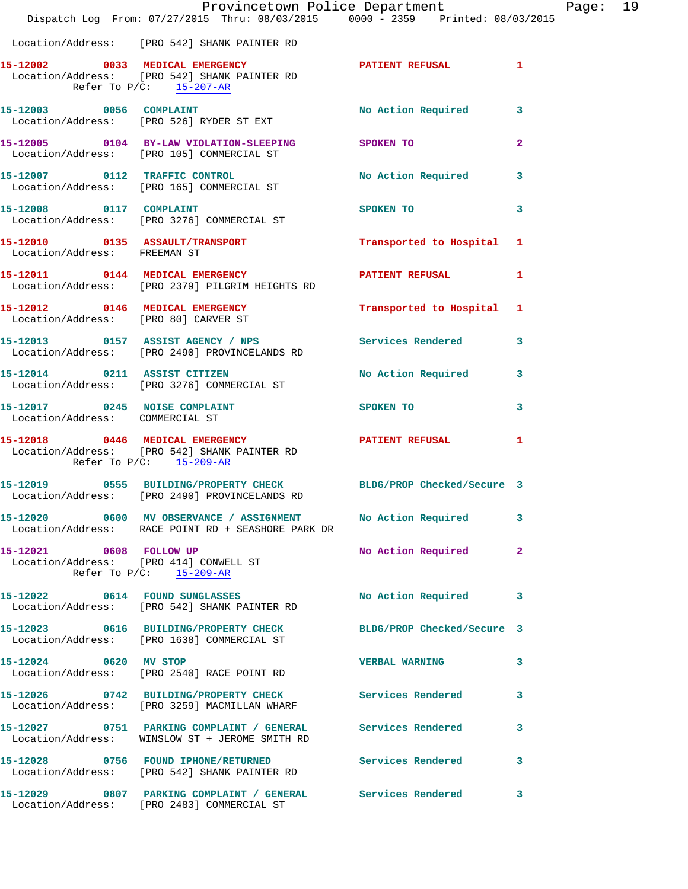Location/Address: [PRO 542] SHANK PAINTER RD

**15-12002 0033 MEDICAL EMERGENCY** PATIENT REFUSAL 1
Location/Address: [PRO 542] SHANK PAINTER RD
Refer To P/C: 15-207-AR

**15-12003 0056 COMPLAINT** No Action Required 3
Location/Address: [PRO 526] RYDER ST EXT

**15-12005 0104 BY-LAW VIOLATION-SLEEPING** SPOKEN TO 2
Location/Address: [PRO 105] COMMERCIAL ST

**15-12007 0112 TRAFFIC CONTROL** No Action Required 3
Location/Address: [PRO 165] COMMERCIAL ST

**15-12008 0117 COMPLAINT** SPOKEN TO 3
Location/Address: [PRO 3276] COMMERCIAL ST

**15-12010 0135 ASSAULT/TRANSPORT** Transported to Hospital 1
Location/Address: FREEMAN ST

**15-12011 0144 MEDICAL EMERGENCY** PATIENT REFUSAL 1
Location/Address: [PRO 2379] PILGRIM HEIGHTS RD

**15-12012 0146 MEDICAL EMERGENCY** Transported to Hospital 1
Location/Address: [PRO 80] CARVER ST

**15-12013 0157 ASSIST AGENCY / NPS** Services Rendered 3
Location/Address: [PRO 2490] PROVINCELANDS RD

**15-12014 0211 ASSIST CITIZEN** No Action Required 3
Location/Address: [PRO 3276] COMMERCIAL ST

**15-12017 0245 NOISE COMPLAINT** SPOKEN TO 3
Location/Address: COMMERCIAL ST

**15-12018 0446 MEDICAL EMERGENCY** PATIENT REFUSAL 1
Location/Address: [PRO 542] SHANK PAINTER RD
Refer To P/C: 15-209-AR

**15-12019 0555 BUILDING/PROPERTY CHECK** BLDG/PROP Checked/Secure 3
Location/Address: [PRO 2490] PROVINCELANDS RD

**15-12020 0600 MV OBSERVANCE / ASSIGNMENT** No Action Required 3
Location/Address: RACE POINT RD + SEASHORE PARK DR

**15-12021 0608 FOLLOW UP** No Action Required 2
Location/Address: [PRO 414] CONWELL ST
Refer To P/C: 15-209-AR

**15-12022 0614 FOUND SUNGLASSES** No Action Required 3
Location/Address: [PRO 542] SHANK PAINTER RD

**15-12023 0616 BUILDING/PROPERTY CHECK** BLDG/PROP Checked/Secure 3
Location/Address: [PRO 1638] COMMERCIAL ST

**15-12024 0620 MV STOP** VERBAL WARNING 3
Location/Address: [PRO 2540] RACE POINT RD

**15-12026 0742 BUILDING/PROPERTY CHECK** Services Rendered 3
Location/Address: [PRO 3259] MACMILLAN WHARF

**15-12027 0751 PARKING COMPLAINT / GENERAL** Services Rendered 3
Location/Address: WINSLOW ST + JEROME SMITH RD

**15-12028 0756 FOUND IPHONE/RETURNED** Services Rendered 3
Location/Address: [PRO 542] SHANK PAINTER RD

**15-12029 0807 PARKING COMPLAINT / GENERAL** Services Rendered 3
Location/Address: [PRO 2483] COMMERCIAL ST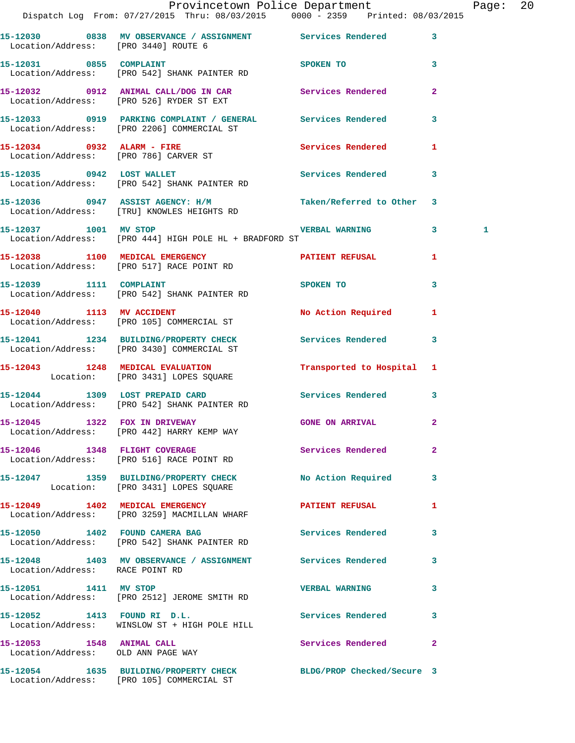Provincetown Police Department

Dispatch Log From: 07/27/2015 Thru: 08/03/2015 0000 - 2359 Printed: 08/03/2015

**15-12030** 0838 MV OBSERVANCE / ASSIGNMENT Services Rendered 3
Location/Address: [PRO 3440] ROUTE 6

**15-12031** 0855 COMPLAINT SPOKEN TO 3
Location/Address: [PRO 542] SHANK PAINTER RD

**15-12032** 0912 ANIMAL CALL/DOG IN CAR Services Rendered 2
Location/Address: [PRO 526] RYDER ST EXT

**15-12033** 0919 PARKING COMPLAINT / GENERAL Services Rendered 3
Location/Address: [PRO 2206] COMMERCIAL ST

**15-12034** 0932 ALARM - FIRE Services Rendered 1
Location/Address: [PRO 786] CARVER ST

**15-12035** 0942 LOST WALLET Services Rendered 3
Location/Address: [PRO 542] SHANK PAINTER RD

**15-12036** 0947 ASSIST AGENCY: H/M Taken/Referred to Other 3
Location/Address: [TRU] KNOWLES HEIGHTS RD

**15-12037** 1001 MV STOP VERBAL WARNING 3 1
Location/Address: [PRO 444] HIGH POLE HL + BRADFORD ST

**15-12038** 1100 MEDICAL EMERGENCY PATIENT REFUSAL 1
Location/Address: [PRO 517] RACE POINT RD

**15-12039** 1111 COMPLAINT SPOKEN TO 3
Location/Address: [PRO 542] SHANK PAINTER RD

**15-12040** 1113 MV ACCIDENT No Action Required 1
Location/Address: [PRO 105] COMMERCIAL ST

**15-12041** 1234 BUILDING/PROPERTY CHECK Services Rendered 3
Location/Address: [PRO 3430] COMMERCIAL ST

**15-12043** 1248 MEDICAL EVALUATION Transported to Hospital 1
Location: [PRO 3431] LOPES SQUARE

**15-12044** 1309 LOST PREPAID CARD Services Rendered 3
Location/Address: [PRO 542] SHANK PAINTER RD

**15-12045** 1322 FOX IN DRIVEWAY GONE ON ARRIVAL 2
Location/Address: [PRO 442] HARRY KEMP WAY

**15-12046** 1348 FLIGHT COVERAGE Services Rendered 2
Location/Address: [PRO 516] RACE POINT RD

**15-12047** 1359 BUILDING/PROPERTY CHECK No Action Required 3
Location: [PRO 3431] LOPES SQUARE

**15-12049** 1402 MEDICAL EMERGENCY PATIENT REFUSAL 1
Location/Address: [PRO 3259] MACMILLAN WHARF

**15-12050** 1402 FOUND CAMERA BAG Services Rendered 3
Location/Address: [PRO 542] SHANK PAINTER RD

**15-12048** 1403 MV OBSERVANCE / ASSIGNMENT Services Rendered 3
Location/Address: RACE POINT RD

**15-12051** 1411 MV STOP VERBAL WARNING 3
Location/Address: [PRO 2512] JEROME SMITH RD

**15-12052** 1413 FOUND RI D.L. Services Rendered 3
Location/Address: WINSLOW ST + HIGH POLE HILL

**15-12053** 1548 ANIMAL CALL Services Rendered 2
Location/Address: OLD ANN PAGE WAY

**15-12054** 1635 BUILDING/PROPERTY CHECK BLDG/PROP Checked/Secure 3
Location/Address: [PRO 105] COMMERCIAL ST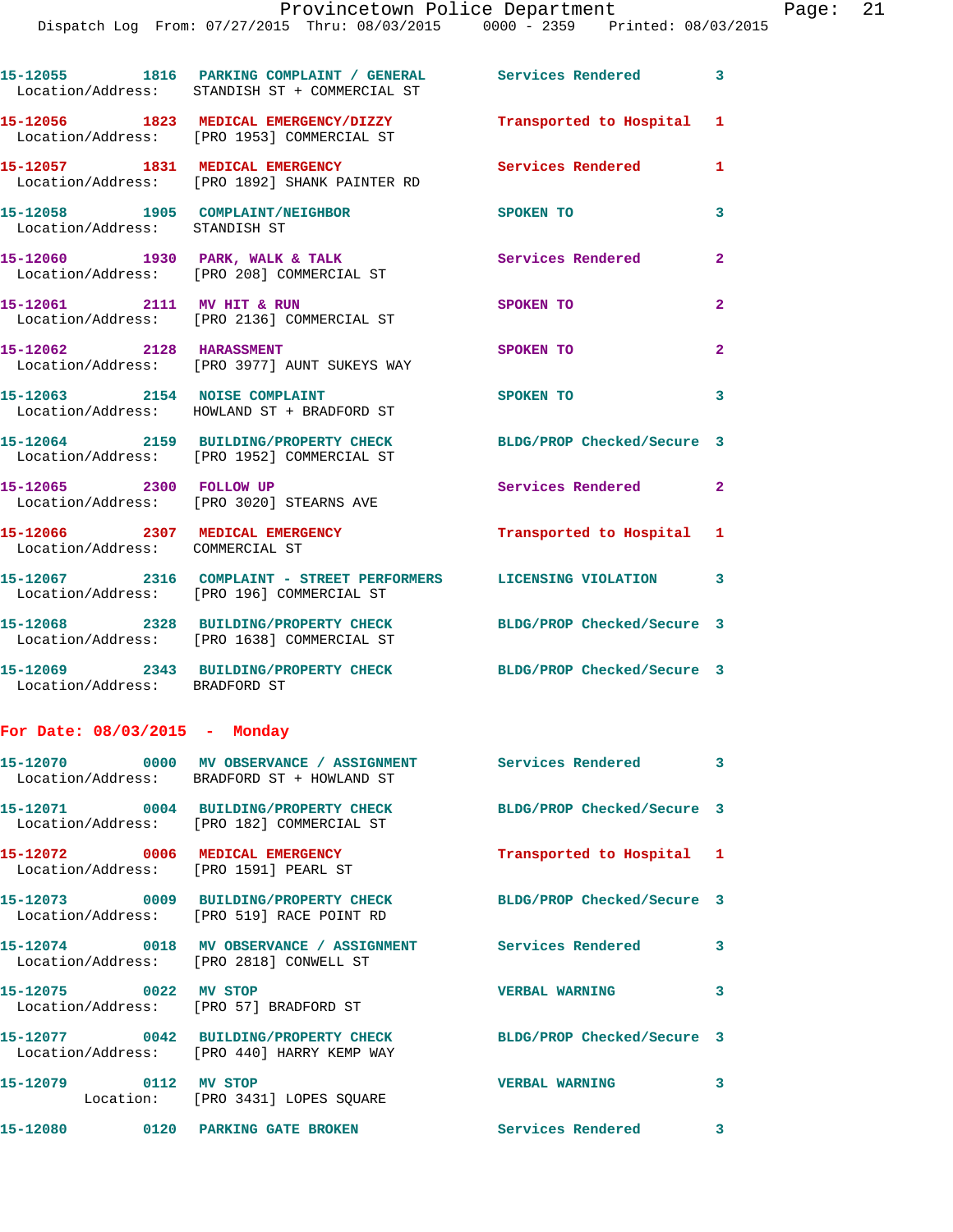15-12055 1816 PARKING COMPLAINT / GENERAL Services Rendered 3
Location/Address: STANDISH ST + COMMERCIAL ST

15-12056 1823 MEDICAL EMERGENCY/DIZZY Transported to Hospital 1
Location/Address: [PRO 1953] COMMERCIAL ST

15-12057 1831 MEDICAL EMERGENCY Services Rendered 1
Location/Address: [PRO 1892] SHANK PAINTER RD

15-12058 1905 COMPLAINT/NEIGHBOR SPOKEN TO 3
Location/Address: STANDISH ST

15-12060 1930 PARK, WALK & TALK Services Rendered 2
Location/Address: [PRO 208] COMMERCIAL ST

15-12061 2111 MV HIT & RUN SPOKEN TO 2
Location/Address: [PRO 2136] COMMERCIAL ST

15-12062 2128 HARASSMENT SPOKEN TO 2
Location/Address: [PRO 3977] AUNT SUKEYS WAY

15-12063 2154 NOISE COMPLAINT SPOKEN TO 3
Location/Address: HOWLAND ST + BRADFORD ST

15-12064 2159 BUILDING/PROPERTY CHECK BLDG/PROP Checked/Secure 3
Location/Address: [PRO 1952] COMMERCIAL ST

15-12065 2300 FOLLOW UP Services Rendered 2
Location/Address: [PRO 3020] STEARNS AVE

15-12066 2307 MEDICAL EMERGENCY Transported to Hospital 1
Location/Address: COMMERCIAL ST

15-12067 2316 COMPLAINT - STREET PERFORMERS LICENSING VIOLATION 3
Location/Address: [PRO 196] COMMERCIAL ST

15-12068 2328 BUILDING/PROPERTY CHECK BLDG/PROP Checked/Secure 3
Location/Address: [PRO 1638] COMMERCIAL ST

15-12069 2343 BUILDING/PROPERTY CHECK BLDG/PROP Checked/Secure 3
Location/Address: BRADFORD ST

**For Date: 08/03/2015 - Monday**

15-12070 0000 MV OBSERVANCE / ASSIGNMENT Services Rendered 3
Location/Address: BRADFORD ST + HOWLAND ST

15-12071 0004 BUILDING/PROPERTY CHECK BLDG/PROP Checked/Secure 3
Location/Address: [PRO 182] COMMERCIAL ST

15-12072 0006 MEDICAL EMERGENCY Transported to Hospital 1
Location/Address: [PRO 1591] PEARL ST

15-12073 0009 BUILDING/PROPERTY CHECK BLDG/PROP Checked/Secure 3
Location/Address: [PRO 519] RACE POINT RD

15-12074 0018 MV OBSERVANCE / ASSIGNMENT Services Rendered 3
Location/Address: [PRO 2818] CONWELL ST

15-12075 0022 MV STOP VERBAL WARNING 3
Location/Address: [PRO 57] BRADFORD ST

15-12077 0042 BUILDING/PROPERTY CHECK BLDG/PROP Checked/Secure 3
Location/Address: [PRO 440] HARRY KEMP WAY

15-12079 0112 MV STOP VERBAL WARNING 3
Location: [PRO 3431] LOPES SQUARE

15-12080 0120 PARKING GATE BROKEN Services Rendered 3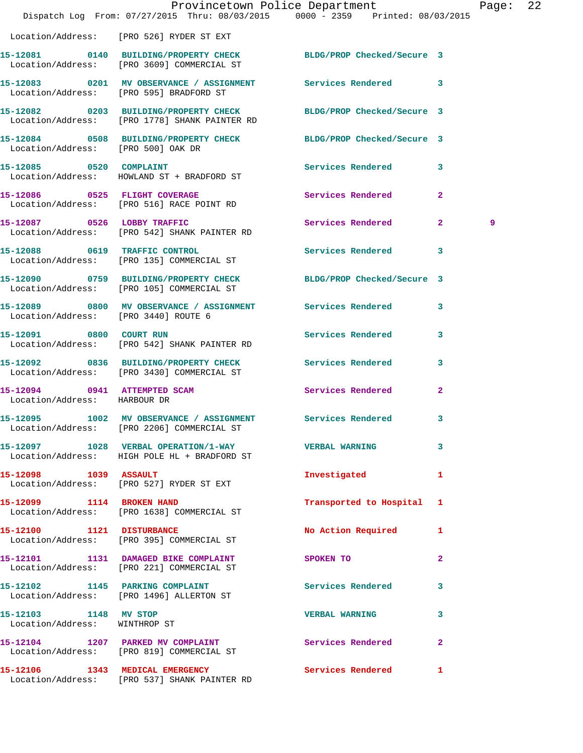Location/Address: [PRO 526] RYDER ST EXT

| | | | | | |
|---|---|---|---|---|---|
| 15-12081 | 0140 | BUILDING/PROPERTY CHECK | BLDG/PROP Checked/Secure | 3 | |
| Location/Address: | | [PRO 3609] COMMERCIAL ST | | | |
| 15-12083 | 0201 | MV OBSERVANCE / ASSIGNMENT | Services Rendered | 3 | |
| Location/Address: | | [PRO 595] BRADFORD ST | | | |
| 15-12082 | 0203 | BUILDING/PROPERTY CHECK | BLDG/PROP Checked/Secure | 3 | |
| Location/Address: | | [PRO 1778] SHANK PAINTER RD | | | |
| 15-12084 | 0508 | BUILDING/PROPERTY CHECK | BLDG/PROP Checked/Secure | 3 | |
| Location/Address: | | [PRO 500] OAK DR | | | |
| 15-12085 | 0520 | COMPLAINT | Services Rendered | 3 | |
| Location/Address: | | HOWLAND ST + BRADFORD ST | | | |
| 15-12086 | 0525 | FLIGHT COVERAGE | Services Rendered | 2 | |
| Location/Address: | | [PRO 516] RACE POINT RD | | | |
| 15-12087 | 0526 | LOBBY TRAFFIC | Services Rendered | 2 | 9 |
| Location/Address: | | [PRO 542] SHANK PAINTER RD | | | |
| 15-12088 | 0619 | TRAFFIC CONTROL | Services Rendered | 3 | |
| Location/Address: | | [PRO 135] COMMERCIAL ST | | | |
| 15-12090 | 0759 | BUILDING/PROPERTY CHECK | BLDG/PROP Checked/Secure | 3 | |
| Location/Address: | | [PRO 105] COMMERCIAL ST | | | |
| 15-12089 | 0800 | MV OBSERVANCE / ASSIGNMENT | Services Rendered | 3 | |
| Location/Address: | | [PRO 3440] ROUTE 6 | | | |
| 15-12091 | 0800 | COURT RUN | Services Rendered | 3 | |
| Location/Address: | | [PRO 542] SHANK PAINTER RD | | | |
| 15-12092 | 0836 | BUILDING/PROPERTY CHECK | Services Rendered | 3 | |
| Location/Address: | | [PRO 3430] COMMERCIAL ST | | | |
| 15-12094 | 0941 | ATTEMPTED SCAM | Services Rendered | 2 | |
| Location/Address: | | HARBOUR DR | | | |
| 15-12095 | 1002 | MV OBSERVANCE / ASSIGNMENT | Services Rendered | 3 | |
| Location/Address: | | [PRO 2206] COMMERCIAL ST | | | |
| 15-12097 | 1028 | VERBAL OPERATION/1-WAY | VERBAL WARNING | 3 | |
| Location/Address: | | HIGH POLE HL + BRADFORD ST | | | |
| 15-12098 | 1039 | ASSAULT | Investigated | 1 | |
| Location/Address: | | [PRO 527] RYDER ST EXT | | | |
| 15-12099 | 1114 | BROKEN HAND | Transported to Hospital | 1 | |
| Location/Address: | | [PRO 1638] COMMERCIAL ST | | | |
| 15-12100 | 1121 | DISTURBANCE | No Action Required | 1 | |
| Location/Address: | | [PRO 395] COMMERCIAL ST | | | |
| 15-12101 | 1131 | DAMAGED BIKE COMPLAINT | SPOKEN TO | 2 | |
| Location/Address: | | [PRO 221] COMMERCIAL ST | | | |
| 15-12102 | 1145 | PARKING COMPLAINT | Services Rendered | 3 | |
| Location/Address: | | [PRO 1496] ALLERTON ST | | | |
| 15-12103 | 1148 | MV STOP | VERBAL WARNING | 3 | |
| Location/Address: | | WINTHROP ST | | | |
| 15-12104 | 1207 | PARKED MV COMPLAINT | Services Rendered | 2 | |
| Location/Address: | | [PRO 819] COMMERCIAL ST | | | |
| 15-12106 | 1343 | MEDICAL EMERGENCY | Services Rendered | 1 | |
| Location/Address: | | [PRO 537] SHANK PAINTER RD | | | |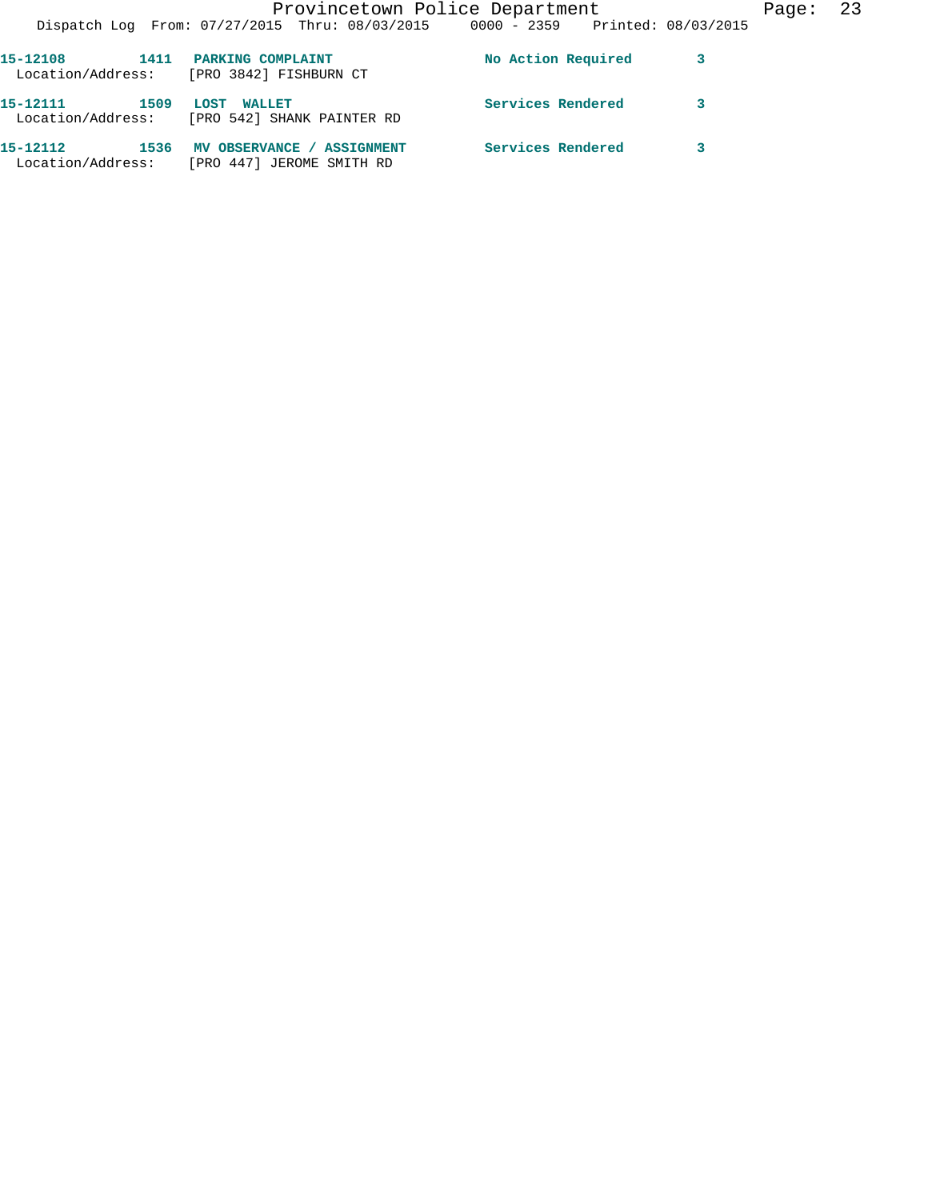**15-12108 1411 PARKING COMPLAINT No Action Required 3**
Location/Address: [PRO 3842] FISHBURN CT

**15-12111 1509 LOST WALLET Services Rendered 3**
Location/Address: [PRO 542] SHANK PAINTER RD

**15-12112 1536 MV OBSERVANCE / ASSIGNMENT Services Rendered 3**
Location/Address: [PRO 447] JEROME SMITH RD